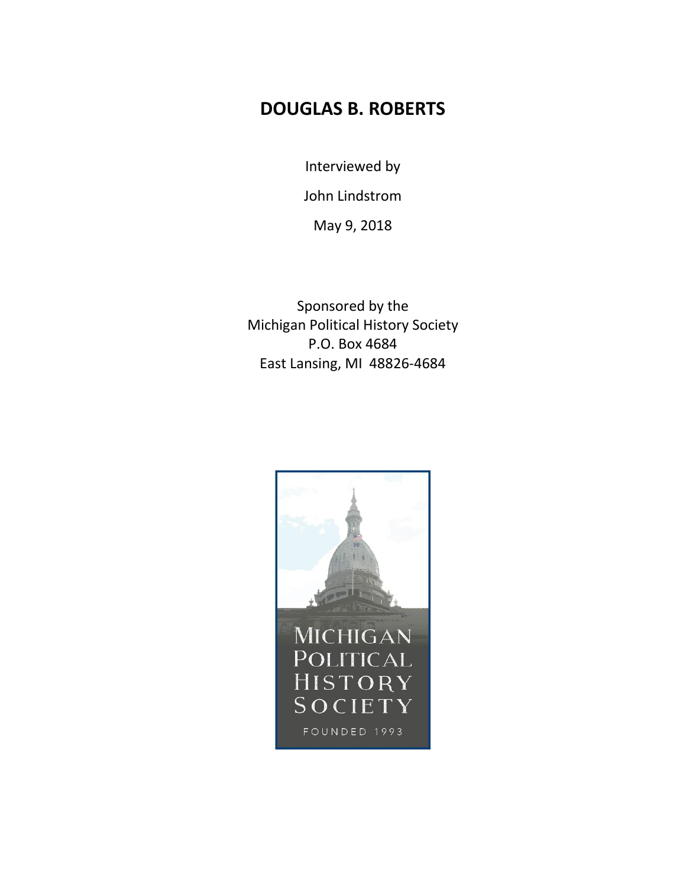# DOUGLAS B. ROBERTS

Interviewed by

John Lindstrom

May 9, 2018

Sponsored by the
Michigan Political History Society
P.O. Box 4684
East Lansing, MI 48826-4684

MICHIGAN
POLITICAL
HISTORY
SOCIETY

FOUNDED 1993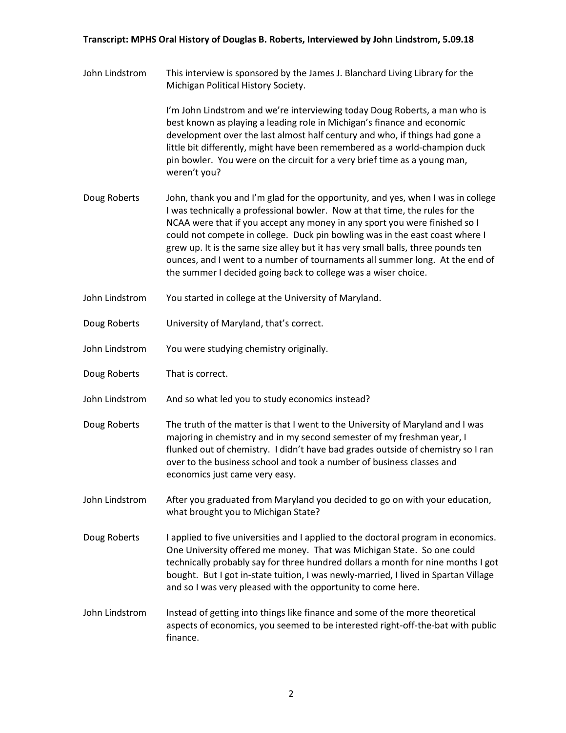John Lindstrom: This interview is sponsored by the James J. Blanchard Living Library for the Michigan Political History Society.

I'm John Lindstrom and we're interviewing today Doug Roberts, a man who is best known as playing a leading role in Michigan's finance and economic development over the last almost half century and who, if things had gone a little bit differently, might have been remembered as a world-champion duck pin bowler. You were on the circuit for a very brief time as a young man, weren't you?

Doug Roberts: John, thank you and I'm glad for the opportunity, and yes, when I was in college I was technically a professional bowler. Now at that time, the rules for the NCAA were that if you accept any money in any sport you were finished so I could not compete in college. Duck pin bowling was in the east coast where I grew up. It is the same size alley but it has very small balls, three pounds ten ounces, and I went to a number of tournaments all summer long. At the end of the summer I decided going back to college was a wiser choice.

John Lindstrom: You started in college at the University of Maryland.

Doug Roberts: University of Maryland, that's correct.

John Lindstrom: You were studying chemistry originally.

Doug Roberts: That is correct.

John Lindstrom: And so what led you to study economics instead?

Doug Roberts: The truth of the matter is that I went to the University of Maryland and I was majoring in chemistry and in my second semester of my freshman year, I flunked out of chemistry. I didn't have bad grades outside of chemistry so I ran over to the business school and took a number of business classes and economics just came very easy.

John Lindstrom: After you graduated from Maryland you decided to go on with your education, what brought you to Michigan State?

Doug Roberts: I applied to five universities and I applied to the doctoral program in economics. One University offered me money. That was Michigan State. So one could technically probably say for three hundred dollars a month for nine months I got bought. But I got in-state tuition, I was newly-married, I lived in Spartan Village and so I was very pleased with the opportunity to come here.

John Lindstrom: Instead of getting into things like finance and some of the more theoretical aspects of economics, you seemed to be interested right-off-the-bat with public finance.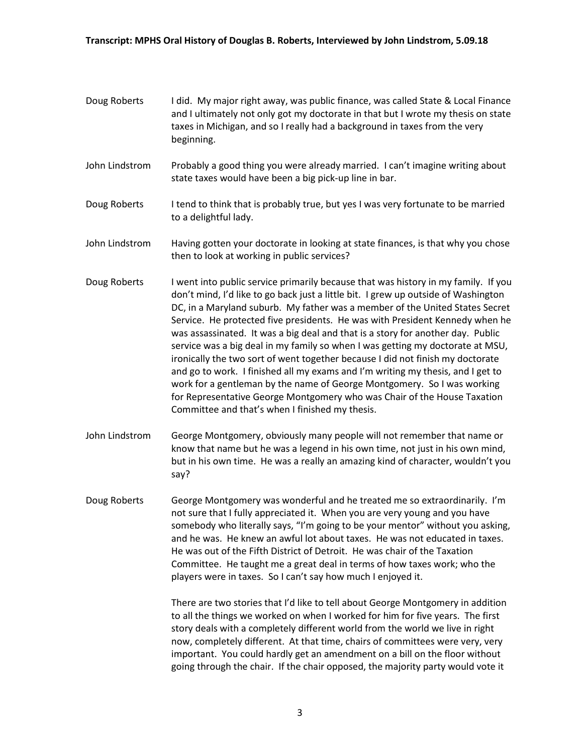Doug Roberts: I did. My major right away, was public finance, was called State & Local Finance and I ultimately not only got my doctorate in that but I wrote my thesis on state taxes in Michigan, and so I really had a background in taxes from the very beginning.

John Lindstrom: Probably a good thing you were already married. I can't imagine writing about state taxes would have been a big pick-up line in bar.

Doug Roberts: I tend to think that is probably true, but yes I was very fortunate to be married to a delightful lady.

John Lindstrom: Having gotten your doctorate in looking at state finances, is that why you chose then to look at working in public services?

Doug Roberts: I went into public service primarily because that was history in my family. If you don't mind, I'd like to go back just a little bit. I grew up outside of Washington DC, in a Maryland suburb. My father was a member of the United States Secret Service. He protected five presidents. He was with President Kennedy when he was assassinated. It was a big deal and that is a story for another day. Public service was a big deal in my family so when I was getting my doctorate at MSU, ironically the two sort of went together because I did not finish my doctorate and go to work. I finished all my exams and I'm writing my thesis, and I get to work for a gentleman by the name of George Montgomery. So I was working for Representative George Montgomery who was Chair of the House Taxation Committee and that's when I finished my thesis.

John Lindstrom: George Montgomery, obviously many people will not remember that name or know that name but he was a legend in his own time, not just in his own mind, but in his own time. He was a really an amazing kind of character, wouldn't you say?

Doug Roberts: George Montgomery was wonderful and he treated me so extraordinarily. I'm not sure that I fully appreciated it. When you are very young and you have somebody who literally says, "I'm going to be your mentor" without you asking, and he was. He knew an awful lot about taxes. He was not educated in taxes. He was out of the Fifth District of Detroit. He was chair of the Taxation Committee. He taught me a great deal in terms of how taxes work; who the players were in taxes. So I can't say how much I enjoyed it.

There are two stories that I'd like to tell about George Montgomery in addition to all the things we worked on when I worked for him for five years. The first story deals with a completely different world from the world we live in right now, completely different. At that time, chairs of committees were very, very important. You could hardly get an amendment on a bill on the floor without going through the chair. If the chair opposed, the majority party would vote it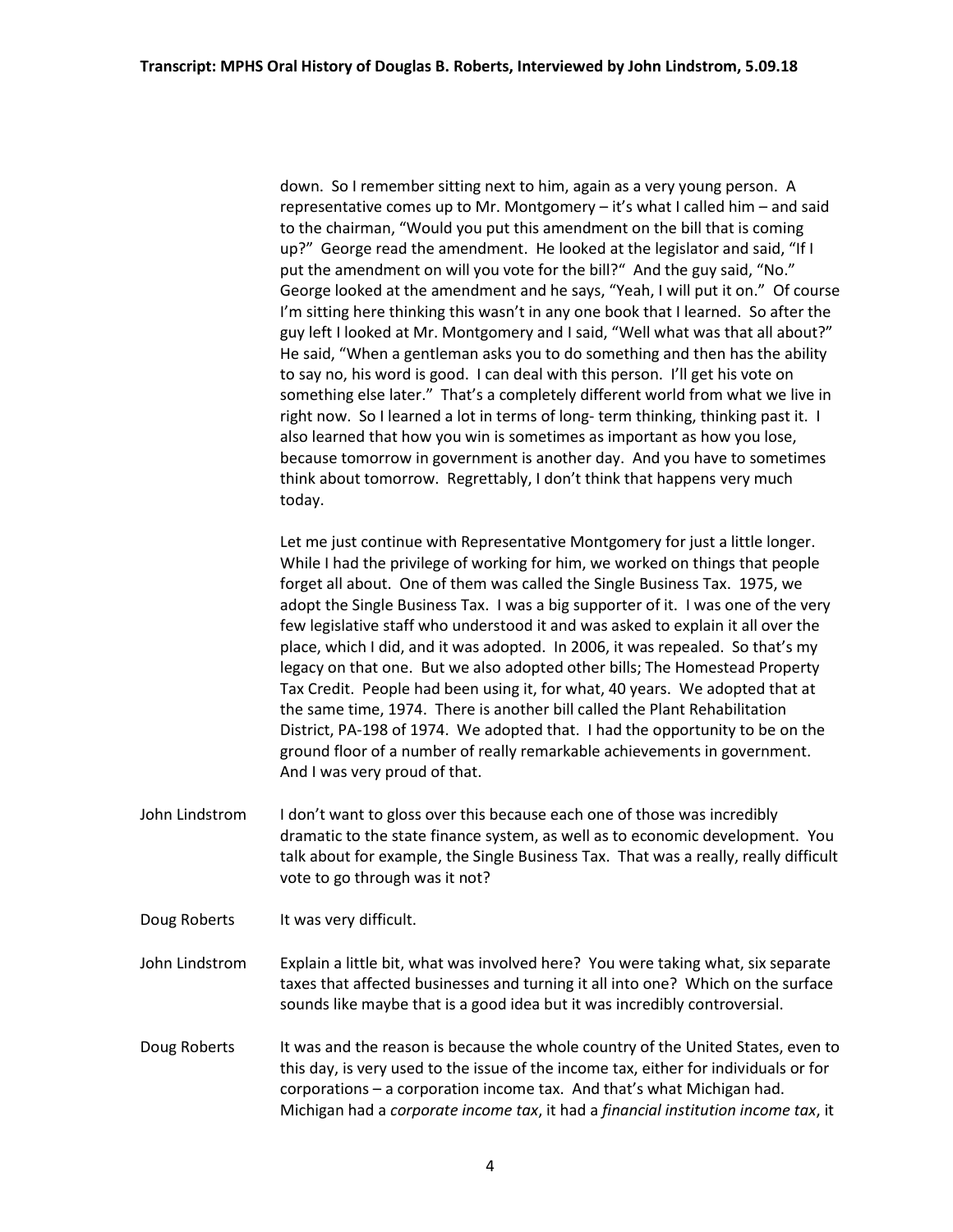down. So I remember sitting next to him, again as a very young person. A representative comes up to Mr. Montgomery – it's what I called him – and said to the chairman, "Would you put this amendment on the bill that is coming up?" George read the amendment. He looked at the legislator and said, "If I put the amendment on will you vote for the bill?" And the guy said, "No." George looked at the amendment and he says, "Yeah, I will put it on." Of course I'm sitting here thinking this wasn't in any one book that I learned. So after the guy left I looked at Mr. Montgomery and I said, "Well what was that all about?" He said, "When a gentleman asks you to do something and then has the ability to say no, his word is good. I can deal with this person. I'll get his vote on something else later." That's a completely different world from what we live in right now. So I learned a lot in terms of long- term thinking, thinking past it. I also learned that how you win is sometimes as important as how you lose, because tomorrow in government is another day. And you have to sometimes think about tomorrow. Regrettably, I don't think that happens very much today.

Let me just continue with Representative Montgomery for just a little longer. While I had the privilege of working for him, we worked on things that people forget all about. One of them was called the Single Business Tax. 1975, we adopt the Single Business Tax. I was a big supporter of it. I was one of the very few legislative staff who understood it and was asked to explain it all over the place, which I did, and it was adopted. In 2006, it was repealed. So that's my legacy on that one. But we also adopted other bills; The Homestead Property Tax Credit. People had been using it, for what, 40 years. We adopted that at the same time, 1974. There is another bill called the Plant Rehabilitation District, PA-198 of 1974. We adopted that. I had the opportunity to be on the ground floor of a number of really remarkable achievements in government. And I was very proud of that.

**John Lindstrom:** I don't want to gloss over this because each one of those was incredibly dramatic to the state finance system, as well as to economic development. You talk about for example, the Single Business Tax. That was a really, really difficult vote to go through was it not?

**Doug Roberts:** It was very difficult.

**John Lindstrom:** Explain a little bit, what was involved here? You were taking what, six separate taxes that affected businesses and turning it all into one? Which on the surface sounds like maybe that is a good idea but it was incredibly controversial.

**Doug Roberts:** It was and the reason is because the whole country of the United States, even to this day, is very used to the issue of the income tax, either for individuals or for corporations – a corporation income tax. And that's what Michigan had. Michigan had a *corporate income tax*, it had a *financial institution income tax*, it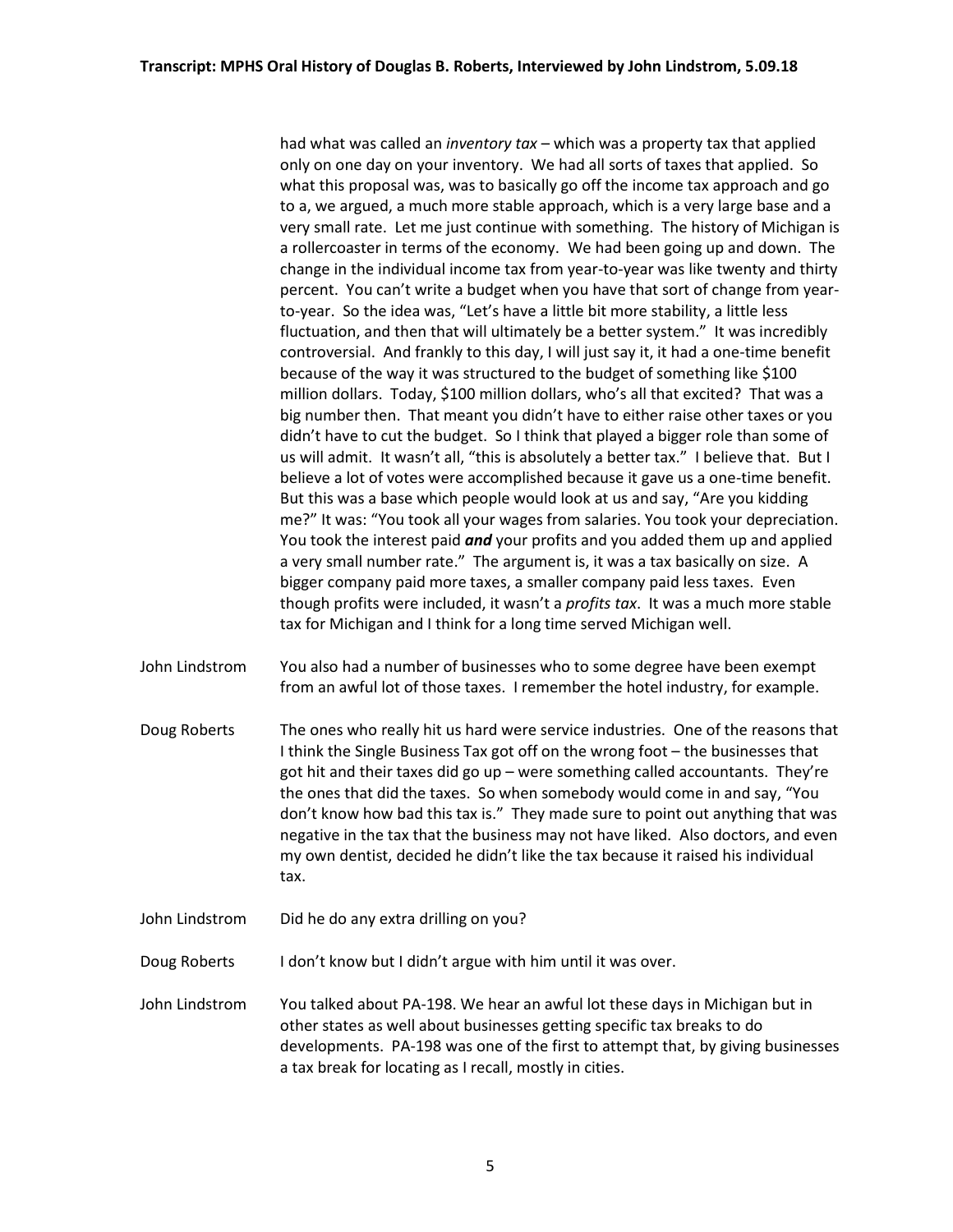had what was called an *inventory tax* – which was a property tax that applied only on one day on your inventory. We had all sorts of taxes that applied. So what this proposal was, was to basically go off the income tax approach and go to a, we argued, a much more stable approach, which is a very large base and a very small rate. Let me just continue with something. The history of Michigan is a rollercoaster in terms of the economy. We had been going up and down. The change in the individual income tax from year-to-year was like twenty and thirty percent. You can't write a budget when you have that sort of change from year-to-year. So the idea was, "Let's have a little bit more stability, a little less fluctuation, and then that will ultimately be a better system." It was incredibly controversial. And frankly to this day, I will just say it, it had a one-time benefit because of the way it was structured to the budget of something like $100 million dollars. Today, $100 million dollars, who's all that excited? That was a big number then. That meant you didn't have to either raise other taxes or you didn't have to cut the budget. So I think that played a bigger role than some of us will admit. It wasn't all, "this is absolutely a better tax." I believe that. But I believe a lot of votes were accomplished because it gave us a one-time benefit. But this was a base which people would look at us and say, "Are you kidding me?" It was: "You took all your wages from salaries. You took your depreciation. You took the interest paid ***and*** your profits and you added them up and applied a very small number rate." The argument is, it was a tax basically on size. A bigger company paid more taxes, a smaller company paid less taxes. Even though profits were included, it wasn't a *profits tax*. It was a much more stable tax for Michigan and I think for a long time served Michigan well.

John Lindstrom: You also had a number of businesses who to some degree have been exempt from an awful lot of those taxes. I remember the hotel industry, for example.

Doug Roberts: The ones who really hit us hard were service industries. One of the reasons that I think the Single Business Tax got off on the wrong foot – the businesses that got hit and their taxes did go up – were something called accountants. They're the ones that did the taxes. So when somebody would come in and say, "You don't know how bad this tax is." They made sure to point out anything that was negative in the tax that the business may not have liked. Also doctors, and even my own dentist, decided he didn't like the tax because it raised his individual tax.

John Lindstrom: Did he do any extra drilling on you?

Doug Roberts: I don't know but I didn't argue with him until it was over.

John Lindstrom: You talked about PA-198. We hear an awful lot these days in Michigan but in other states as well about businesses getting specific tax breaks to do developments. PA-198 was one of the first to attempt that, by giving businesses a tax break for locating as I recall, mostly in cities.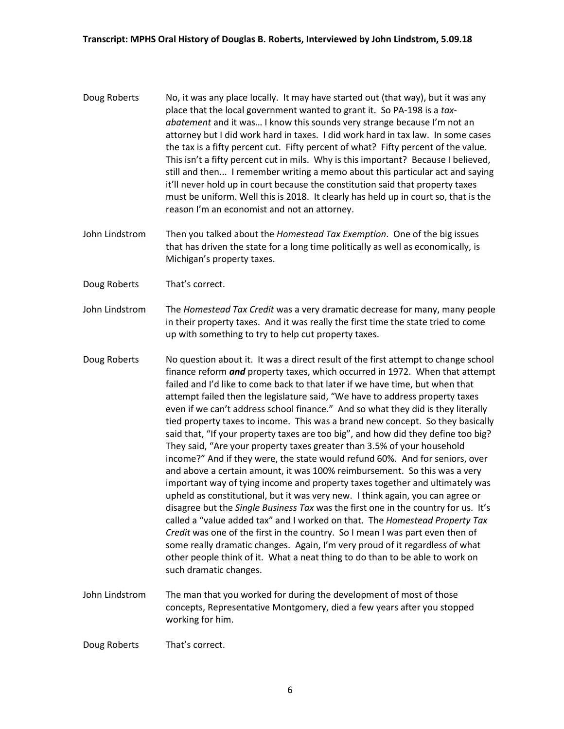Doug Roberts No, it was any place locally. It may have started out (that way), but it was any place that the local government wanted to grant it. So PA-198 is a *tax-abatement* and it was… I know this sounds very strange because I'm not an attorney but I did work hard in taxes. I did work hard in tax law. In some cases the tax is a fifty percent cut. Fifty percent of what? Fifty percent of the value. This isn't a fifty percent cut in mils. Why is this important? Because I believed, still and then... I remember writing a memo about this particular act and saying it'll never hold up in court because the constitution said that property taxes must be uniform. Well this is 2018. It clearly has held up in court so, that is the reason I'm an economist and not an attorney.

John Lindstrom Then you talked about the *Homestead Tax Exemption*. One of the big issues that has driven the state for a long time politically as well as economically, is Michigan's property taxes.

Doug Roberts That's correct.

John Lindstrom The *Homestead Tax Credit* was a very dramatic decrease for many, many people in their property taxes. And it was really the first time the state tried to come up with something to try to help cut property taxes.

Doug Roberts No question about it. It was a direct result of the first attempt to change school finance reform ***and*** property taxes, which occurred in 1972. When that attempt failed and I'd like to come back to that later if we have time, but when that attempt failed then the legislature said, "We have to address property taxes even if we can't address school finance." And so what they did is they literally tied property taxes to income. This was a brand new concept. So they basically said that, "If your property taxes are too big", and how did they define too big? They said, "Are your property taxes greater than 3.5% of your household income?" And if they were, the state would refund 60%. And for seniors, over and above a certain amount, it was 100% reimbursement. So this was a very important way of tying income and property taxes together and ultimately was upheld as constitutional, but it was very new. I think again, you can agree or disagree but the *Single Business Tax* was the first one in the country for us. It's called a "value added tax" and I worked on that. The *Homestead Property Tax Credit* was one of the first in the country. So I mean I was part even then of some really dramatic changes. Again, I'm very proud of it regardless of what other people think of it. What a neat thing to do than to be able to work on such dramatic changes.

John Lindstrom The man that you worked for during the development of most of those concepts, Representative Montgomery, died a few years after you stopped working for him.

Doug Roberts That's correct.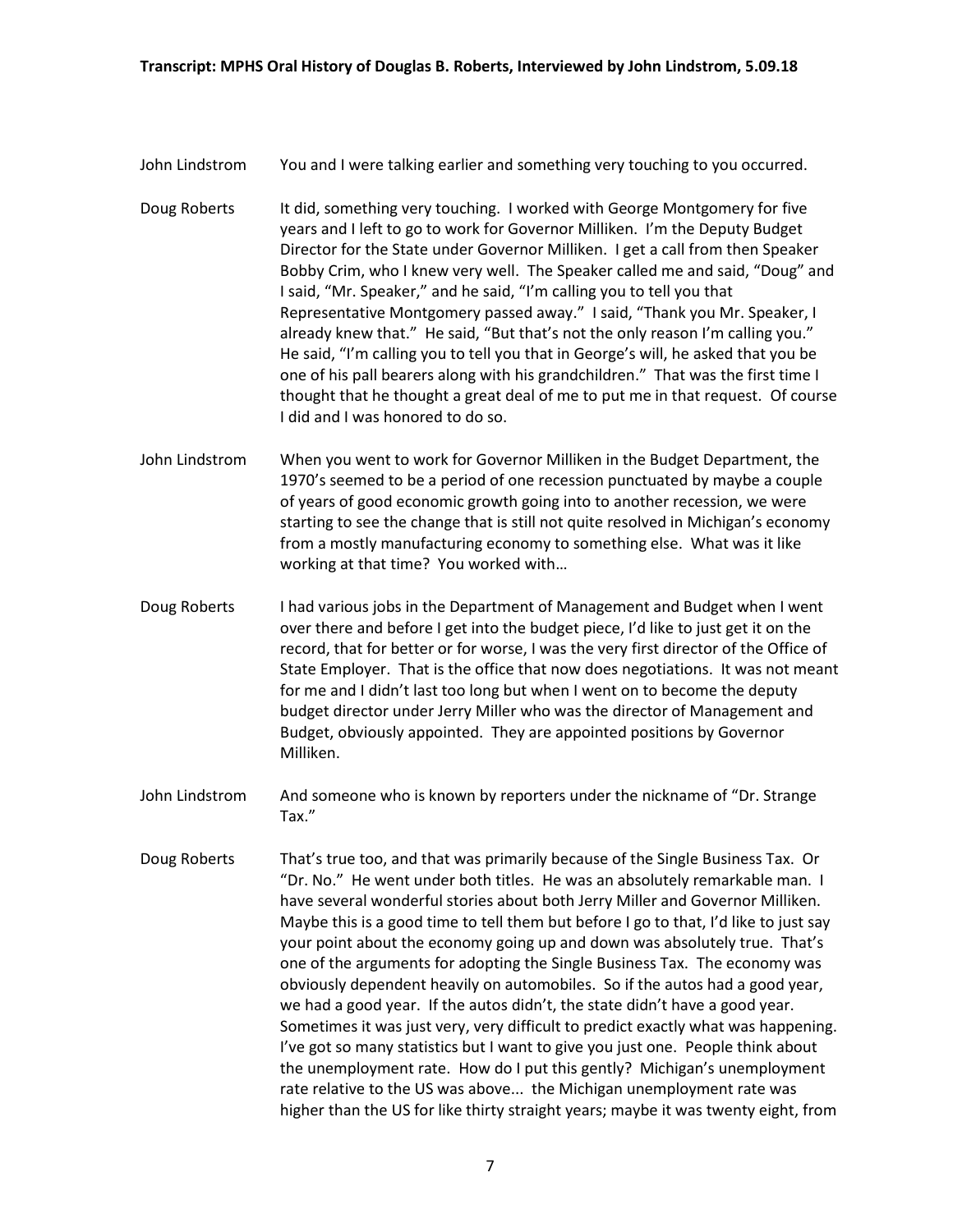John Lindstrom You and I were talking earlier and something very touching to you occurred.

Doug Roberts It did, something very touching. I worked with George Montgomery for five years and I left to go to work for Governor Milliken. I'm the Deputy Budget Director for the State under Governor Milliken. I get a call from then Speaker Bobby Crim, who I knew very well. The Speaker called me and said, "Doug" and I said, "Mr. Speaker," and he said, "I'm calling you to tell you that Representative Montgomery passed away." I said, "Thank you Mr. Speaker, I already knew that." He said, "But that's not the only reason I'm calling you." He said, "I'm calling you to tell you that in George's will, he asked that you be one of his pall bearers along with his grandchildren." That was the first time I thought that he thought a great deal of me to put me in that request. Of course I did and I was honored to do so.

John Lindstrom When you went to work for Governor Milliken in the Budget Department, the 1970's seemed to be a period of one recession punctuated by maybe a couple of years of good economic growth going into to another recession, we were starting to see the change that is still not quite resolved in Michigan's economy from a mostly manufacturing economy to something else. What was it like working at that time? You worked with…

Doug Roberts I had various jobs in the Department of Management and Budget when I went over there and before I get into the budget piece, I'd like to just get it on the record, that for better or for worse, I was the very first director of the Office of State Employer. That is the office that now does negotiations. It was not meant for me and I didn't last too long but when I went on to become the deputy budget director under Jerry Miller who was the director of Management and Budget, obviously appointed. They are appointed positions by Governor Milliken.

John Lindstrom And someone who is known by reporters under the nickname of "Dr. Strange Tax."

Doug Roberts That's true too, and that was primarily because of the Single Business Tax. Or "Dr. No." He went under both titles. He was an absolutely remarkable man. I have several wonderful stories about both Jerry Miller and Governor Milliken. Maybe this is a good time to tell them but before I go to that, I'd like to just say your point about the economy going up and down was absolutely true. That's one of the arguments for adopting the Single Business Tax. The economy was obviously dependent heavily on automobiles. So if the autos had a good year, we had a good year. If the autos didn't, the state didn't have a good year. Sometimes it was just very, very difficult to predict exactly what was happening. I've got so many statistics but I want to give you just one. People think about the unemployment rate. How do I put this gently? Michigan's unemployment rate relative to the US was above... the Michigan unemployment rate was higher than the US for like thirty straight years; maybe it was twenty eight, from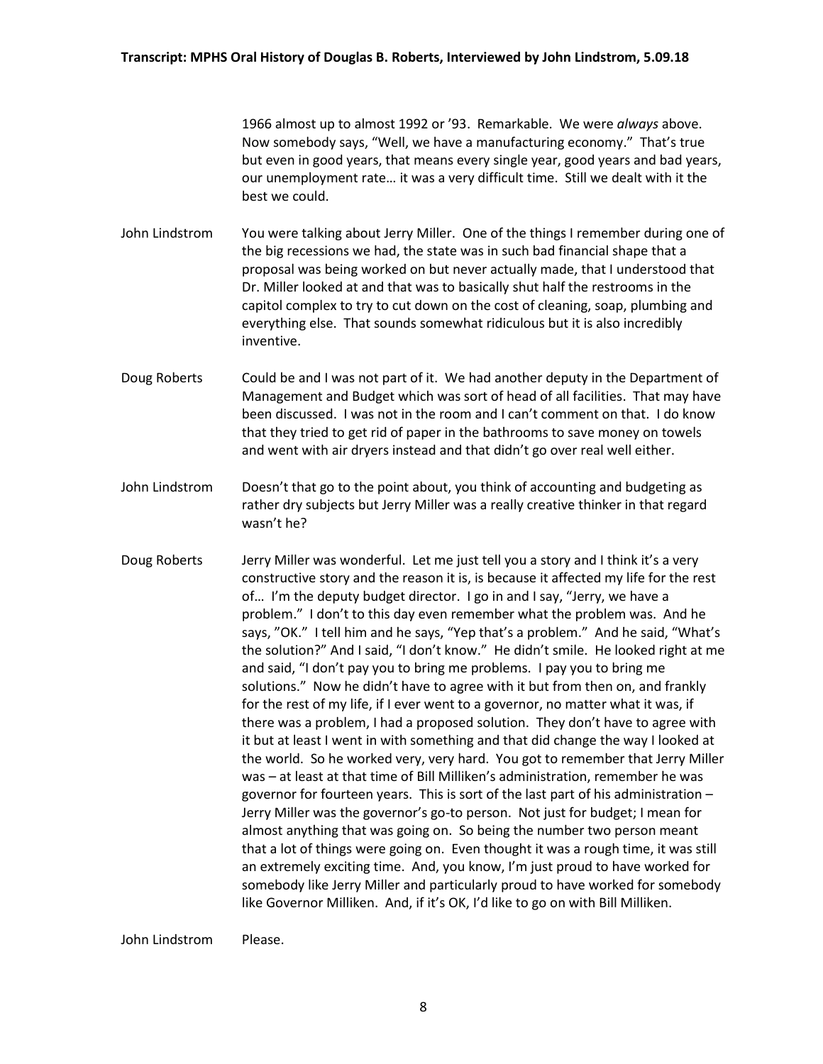1966 almost up to almost 1992 or '93. Remarkable. We were *always* above. Now somebody says, "Well, we have a manufacturing economy." That's true but even in good years, that means every single year, good years and bad years, our unemployment rate… it was a very difficult time. Still we dealt with it the best we could.

**John Lindstrom:** You were talking about Jerry Miller. One of the things I remember during one of the big recessions we had, the state was in such bad financial shape that a proposal was being worked on but never actually made, that I understood that Dr. Miller looked at and that was to basically shut half the restrooms in the capitol complex to try to cut down on the cost of cleaning, soap, plumbing and everything else. That sounds somewhat ridiculous but it is also incredibly inventive.

**Doug Roberts:** Could be and I was not part of it. We had another deputy in the Department of Management and Budget which was sort of head of all facilities. That may have been discussed. I was not in the room and I can't comment on that. I do know that they tried to get rid of paper in the bathrooms to save money on towels and went with air dryers instead and that didn't go over real well either.

**John Lindstrom:** Doesn't that go to the point about, you think of accounting and budgeting as rather dry subjects but Jerry Miller was a really creative thinker in that regard wasn't he?

**Doug Roberts:** Jerry Miller was wonderful. Let me just tell you a story and I think it's a very constructive story and the reason it is, is because it affected my life for the rest of… I'm the deputy budget director. I go in and I say, "Jerry, we have a problem." I don't to this day even remember what the problem was. And he says, "OK." I tell him and he says, "Yep that's a problem." And he said, "What's the solution?" And I said, "I don't know." He didn't smile. He looked right at me and said, "I don't pay you to bring me problems. I pay you to bring me solutions." Now he didn't have to agree with it but from then on, and frankly for the rest of my life, if I ever went to a governor, no matter what it was, if there was a problem, I had a proposed solution. They don't have to agree with it but at least I went in with something and that did change the way I looked at the world. So he worked very, very hard. You got to remember that Jerry Miller was – at least at that time of Bill Milliken's administration, remember he was governor for fourteen years. This is sort of the last part of his administration – Jerry Miller was the governor's go-to person. Not just for budget; I mean for almost anything that was going on. So being the number two person meant that a lot of things were going on. Even thought it was a rough time, it was still an extremely exciting time. And, you know, I'm just proud to have worked for somebody like Jerry Miller and particularly proud to have worked for somebody like Governor Milliken. And, if it's OK, I'd like to go on with Bill Milliken.

**John Lindstrom:** Please.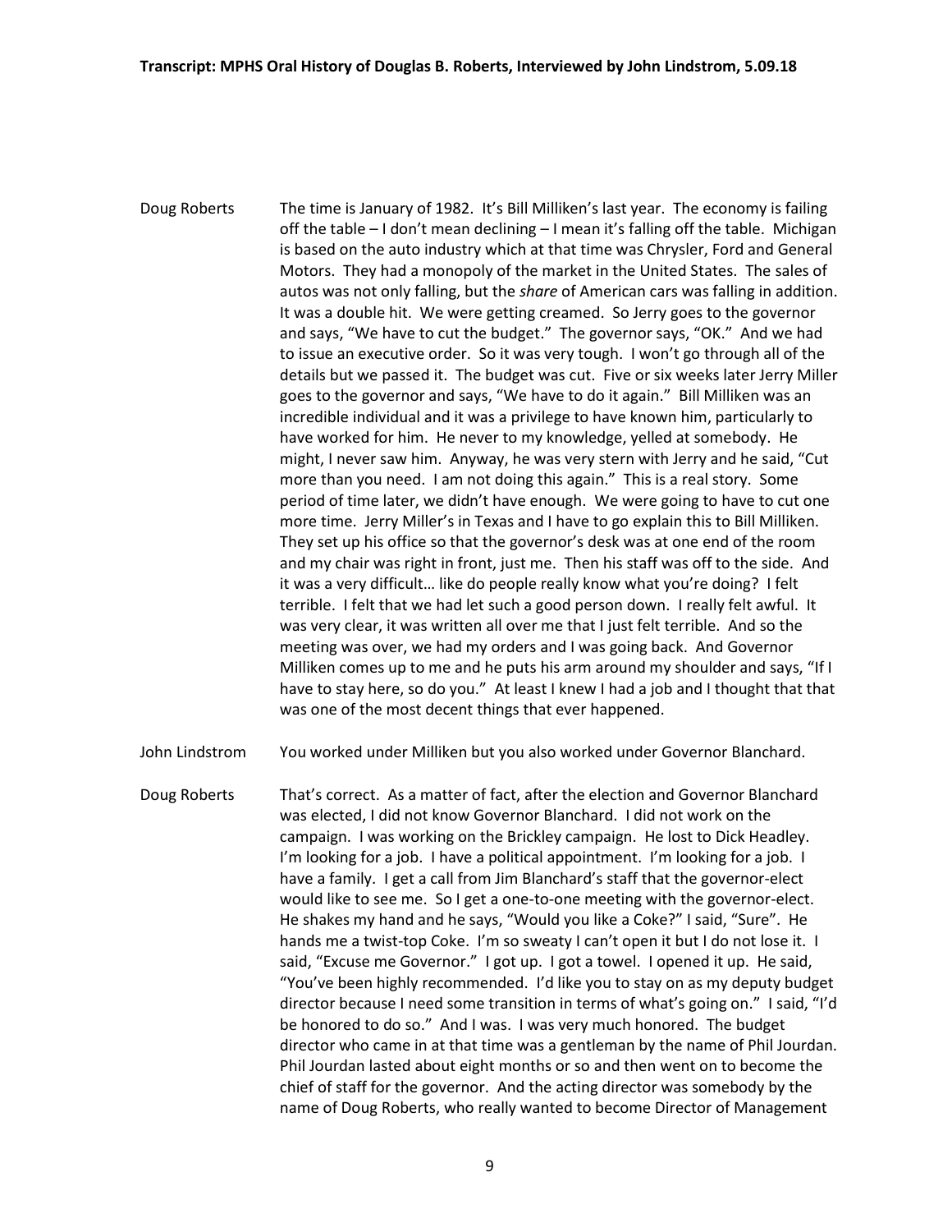**Doug Roberts** The time is January of 1982. It's Bill Milliken's last year. The economy is failing off the table – I don't mean declining – I mean it's falling off the table. Michigan is based on the auto industry which at that time was Chrysler, Ford and General Motors. They had a monopoly of the market in the United States. The sales of autos was not only falling, but the *share* of American cars was falling in addition. It was a double hit. We were getting creamed. So Jerry goes to the governor and says, "We have to cut the budget." The governor says, "OK." And we had to issue an executive order. So it was very tough. I won't go through all of the details but we passed it. The budget was cut. Five or six weeks later Jerry Miller goes to the governor and says, "We have to do it again." Bill Milliken was an incredible individual and it was a privilege to have known him, particularly to have worked for him. He never to my knowledge, yelled at somebody. He might, I never saw him. Anyway, he was very stern with Jerry and he said, "Cut more than you need. I am not doing this again." This is a real story. Some period of time later, we didn't have enough. We were going to have to cut one more time. Jerry Miller's in Texas and I have to go explain this to Bill Milliken. They set up his office so that the governor's desk was at one end of the room and my chair was right in front, just me. Then his staff was off to the side. And it was a very difficult… like do people really know what you're doing? I felt terrible. I felt that we had let such a good person down. I really felt awful. It was very clear, it was written all over me that I just felt terrible. And so the meeting was over, we had my orders and I was going back. And Governor Milliken comes up to me and he puts his arm around my shoulder and says, "If I have to stay here, so do you." At least I knew I had a job and I thought that that was one of the most decent things that ever happened.

**John Lindstrom** You worked under Milliken but you also worked under Governor Blanchard.

**Doug Roberts** That's correct. As a matter of fact, after the election and Governor Blanchard was elected, I did not know Governor Blanchard. I did not work on the campaign. I was working on the Brickley campaign. He lost to Dick Headley. I'm looking for a job. I have a political appointment. I'm looking for a job. I have a family. I get a call from Jim Blanchard's staff that the governor-elect would like to see me. So I get a one-to-one meeting with the governor-elect. He shakes my hand and he says, "Would you like a Coke?" I said, "Sure". He hands me a twist-top Coke. I'm so sweaty I can't open it but I do not lose it. I said, "Excuse me Governor." I got up. I got a towel. I opened it up. He said, "You've been highly recommended. I'd like you to stay on as my deputy budget director because I need some transition in terms of what's going on." I said, "I'd be honored to do so." And I was. I was very much honored. The budget director who came in at that time was a gentleman by the name of Phil Jourdan. Phil Jourdan lasted about eight months or so and then went on to become the chief of staff for the governor. And the acting director was somebody by the name of Doug Roberts, who really wanted to become Director of Management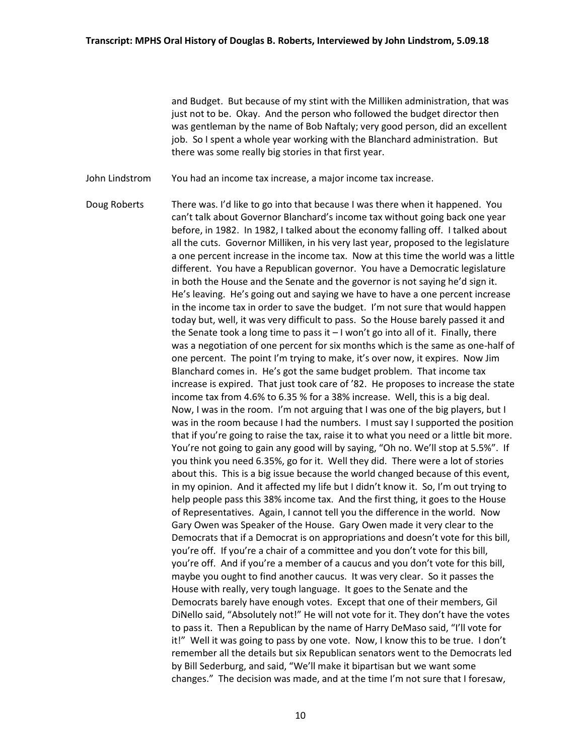and Budget. But because of my stint with the Milliken administration, that was just not to be. Okay. And the person who followed the budget director then was gentleman by the name of Bob Naftaly; very good person, did an excellent job. So I spent a whole year working with the Blanchard administration. But there was some really big stories in that first year.

John Lindstrom: You had an income tax increase, a major income tax increase.

Doug Roberts: There was. I'd like to go into that because I was there when it happened. You can't talk about Governor Blanchard's income tax without going back one year before, in 1982. In 1982, I talked about the economy falling off. I talked about all the cuts. Governor Milliken, in his very last year, proposed to the legislature a one percent increase in the income tax. Now at this time the world was a little different. You have a Republican governor. You have a Democratic legislature in both the House and the Senate and the governor is not saying he'd sign it. He's leaving. He's going out and saying we have to have a one percent increase in the income tax in order to save the budget. I'm not sure that would happen today but, well, it was very difficult to pass. So the House barely passed it and the Senate took a long time to pass it – I won't go into all of it. Finally, there was a negotiation of one percent for six months which is the same as one-half of one percent. The point I'm trying to make, it's over now, it expires. Now Jim Blanchard comes in. He's got the same budget problem. That income tax increase is expired. That just took care of '82. He proposes to increase the state income tax from 4.6% to 6.35 % for a 38% increase. Well, this is a big deal. Now, I was in the room. I'm not arguing that I was one of the big players, but I was in the room because I had the numbers. I must say I supported the position that if you're going to raise the tax, raise it to what you need or a little bit more. You're not going to gain any good will by saying, "Oh no. We'll stop at 5.5%". If you think you need 6.35%, go for it. Well they did. There were a lot of stories about this. This is a big issue because the world changed because of this event, in my opinion. And it affected my life but I didn't know it. So, I'm out trying to help people pass this 38% income tax. And the first thing, it goes to the House of Representatives. Again, I cannot tell you the difference in the world. Now Gary Owen was Speaker of the House. Gary Owen made it very clear to the Democrats that if a Democrat is on appropriations and doesn't vote for this bill, you're off. If you're a chair of a committee and you don't vote for this bill, you're off. And if you're a member of a caucus and you don't vote for this bill, maybe you ought to find another caucus. It was very clear. So it passes the House with really, very tough language. It goes to the Senate and the Democrats barely have enough votes. Except that one of their members, Gil DiNello said, "Absolutely not!" He will not vote for it. They don't have the votes to pass it. Then a Republican by the name of Harry DeMaso said, "I'll vote for it!" Well it was going to pass by one vote. Now, I know this to be true. I don't remember all the details but six Republican senators went to the Democrats led by Bill Sederburg, and said, "We'll make it bipartisan but we want some changes." The decision was made, and at the time I'm not sure that I foresaw,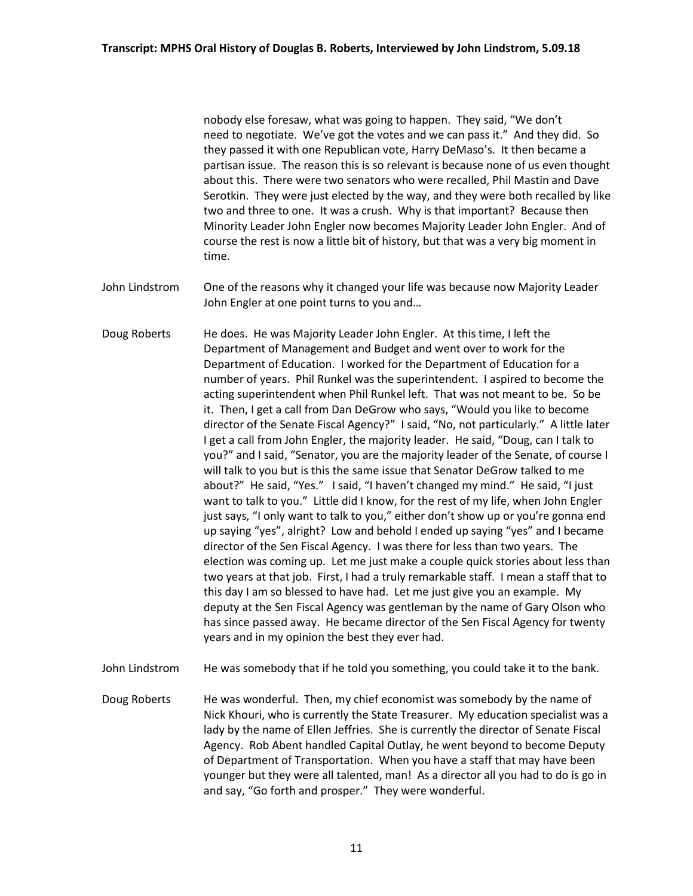nobody else foresaw, what was going to happen. They said, "We don't need to negotiate. We've got the votes and we can pass it." And they did. So they passed it with one Republican vote, Harry DeMaso's. It then became a partisan issue. The reason this is so relevant is because none of us even thought about this. There were two senators who were recalled, Phil Mastin and Dave Serotkin. They were just elected by the way, and they were both recalled by like two and three to one. It was a crush. Why is that important? Because then Minority Leader John Engler now becomes Majority Leader John Engler. And of course the rest is now a little bit of history, but that was a very big moment in time.

John Lindstrom One of the reasons why it changed your life was because now Majority Leader John Engler at one point turns to you and…

Doug Roberts He does. He was Majority Leader John Engler. At this time, I left the Department of Management and Budget and went over to work for the Department of Education. I worked for the Department of Education for a number of years. Phil Runkel was the superintendent. I aspired to become the acting superintendent when Phil Runkel left. That was not meant to be. So be it. Then, I get a call from Dan DeGrow who says, "Would you like to become director of the Senate Fiscal Agency?" I said, "No, not particularly." A little later I get a call from John Engler, the majority leader. He said, "Doug, can I talk to you?" and I said, "Senator, you are the majority leader of the Senate, of course I will talk to you but is this the same issue that Senator DeGrow talked to me about?" He said, "Yes." I said, "I haven't changed my mind." He said, "I just want to talk to you." Little did I know, for the rest of my life, when John Engler just says, "I only want to talk to you," either don't show up or you're gonna end up saying "yes", alright? Low and behold I ended up saying "yes" and I became director of the Sen Fiscal Agency. I was there for less than two years. The election was coming up. Let me just make a couple quick stories about less than two years at that job. First, I had a truly remarkable staff. I mean a staff that to this day I am so blessed to have had. Let me just give you an example. My deputy at the Sen Fiscal Agency was gentleman by the name of Gary Olson who has since passed away. He became director of the Sen Fiscal Agency for twenty years and in my opinion the best they ever had.

John Lindstrom He was somebody that if he told you something, you could take it to the bank.

Doug Roberts He was wonderful. Then, my chief economist was somebody by the name of Nick Khouri, who is currently the State Treasurer. My education specialist was a lady by the name of Ellen Jeffries. She is currently the director of Senate Fiscal Agency. Rob Abent handled Capital Outlay, he went beyond to become Deputy of Department of Transportation. When you have a staff that may have been younger but they were all talented, man! As a director all you had to do is go in and say, "Go forth and prosper." They were wonderful.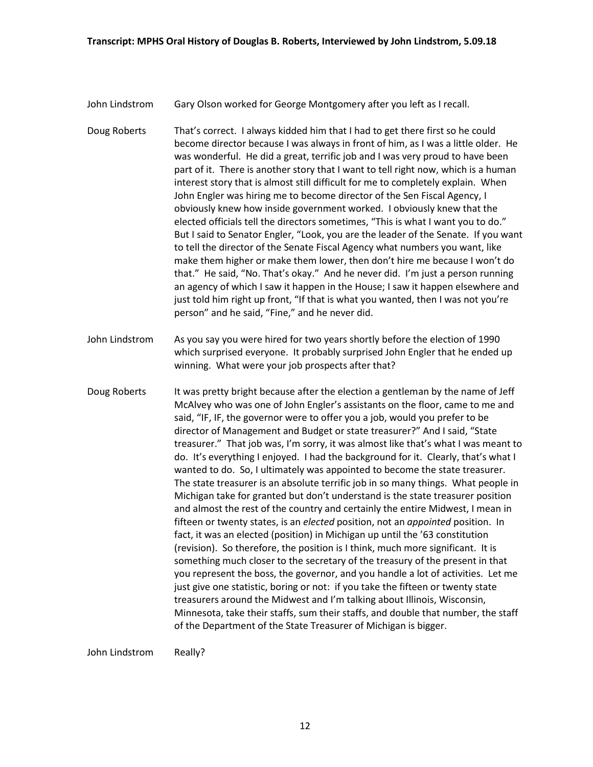John Lindstrom Gary Olson worked for George Montgomery after you left as I recall.

Doug Roberts That's correct. I always kidded him that I had to get there first so he could become director because I was always in front of him, as I was a little older. He was wonderful. He did a great, terrific job and I was very proud to have been part of it. There is another story that I want to tell right now, which is a human interest story that is almost still difficult for me to completely explain. When John Engler was hiring me to become director of the Sen Fiscal Agency, I obviously knew how inside government worked. I obviously knew that the elected officials tell the directors sometimes, "This is what I want you to do." But I said to Senator Engler, "Look, you are the leader of the Senate. If you want to tell the director of the Senate Fiscal Agency what numbers you want, like make them higher or make them lower, then don't hire me because I won't do that." He said, "No. That's okay." And he never did. I'm just a person running an agency of which I saw it happen in the House; I saw it happen elsewhere and just told him right up front, "If that is what you wanted, then I was not you're person" and he said, "Fine," and he never did.

John Lindstrom As you say you were hired for two years shortly before the election of 1990 which surprised everyone. It probably surprised John Engler that he ended up winning. What were your job prospects after that?

Doug Roberts It was pretty bright because after the election a gentleman by the name of Jeff McAlvey who was one of John Engler's assistants on the floor, came to me and said, "IF, IF, the governor were to offer you a job, would you prefer to be director of Management and Budget or state treasurer?" And I said, "State treasurer." That job was, I'm sorry, it was almost like that's what I was meant to do. It's everything I enjoyed. I had the background for it. Clearly, that's what I wanted to do. So, I ultimately was appointed to become the state treasurer. The state treasurer is an absolute terrific job in so many things. What people in Michigan take for granted but don't understand is the state treasurer position and almost the rest of the country and certainly the entire Midwest, I mean in fifteen or twenty states, is an *elected* position, not an *appointed* position. In fact, it was an elected (position) in Michigan up until the '63 constitution (revision). So therefore, the position is I think, much more significant. It is something much closer to the secretary of the treasury of the present in that you represent the boss, the governor, and you handle a lot of activities. Let me just give one statistic, boring or not: if you take the fifteen or twenty state treasurers around the Midwest and I'm talking about Illinois, Wisconsin, Minnesota, take their staffs, sum their staffs, and double that number, the staff of the Department of the State Treasurer of Michigan is bigger.

John Lindstrom Really?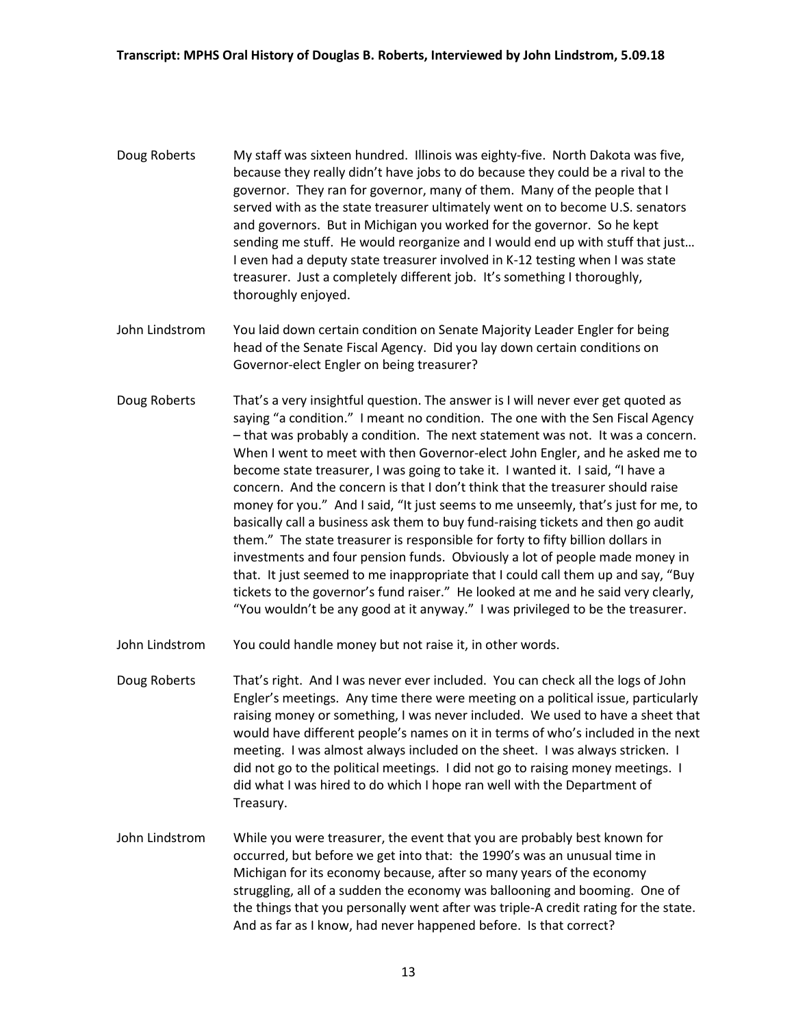Doug Roberts My staff was sixteen hundred. Illinois was eighty-five. North Dakota was five, because they really didn't have jobs to do because they could be a rival to the governor. They ran for governor, many of them. Many of the people that I served with as the state treasurer ultimately went on to become U.S. senators and governors. But in Michigan you worked for the governor. So he kept sending me stuff. He would reorganize and I would end up with stuff that just… I even had a deputy state treasurer involved in K-12 testing when I was state treasurer. Just a completely different job. It's something I thoroughly, thoroughly enjoyed.

John Lindstrom You laid down certain condition on Senate Majority Leader Engler for being head of the Senate Fiscal Agency. Did you lay down certain conditions on Governor-elect Engler on being treasurer?

Doug Roberts That's a very insightful question. The answer is I will never ever get quoted as saying "a condition." I meant no condition. The one with the Sen Fiscal Agency – that was probably a condition. The next statement was not. It was a concern. When I went to meet with then Governor-elect John Engler, and he asked me to become state treasurer, I was going to take it. I wanted it. I said, "I have a concern. And the concern is that I don't think that the treasurer should raise money for you." And I said, "It just seems to me unseemly, that's just for me, to basically call a business ask them to buy fund-raising tickets and then go audit them." The state treasurer is responsible for forty to fifty billion dollars in investments and four pension funds. Obviously a lot of people made money in that. It just seemed to me inappropriate that I could call them up and say, "Buy tickets to the governor's fund raiser." He looked at me and he said very clearly, "You wouldn't be any good at it anyway." I was privileged to be the treasurer.

John Lindstrom You could handle money but not raise it, in other words.

Doug Roberts That's right. And I was never ever included. You can check all the logs of John Engler's meetings. Any time there were meeting on a political issue, particularly raising money or something, I was never included. We used to have a sheet that would have different people's names on it in terms of who's included in the next meeting. I was almost always included on the sheet. I was always stricken. I did not go to the political meetings. I did not go to raising money meetings. I did what I was hired to do which I hope ran well with the Department of Treasury.

John Lindstrom While you were treasurer, the event that you are probably best known for occurred, but before we get into that: the 1990's was an unusual time in Michigan for its economy because, after so many years of the economy struggling, all of a sudden the economy was ballooning and booming. One of the things that you personally went after was triple-A credit rating for the state. And as far as I know, had never happened before. Is that correct?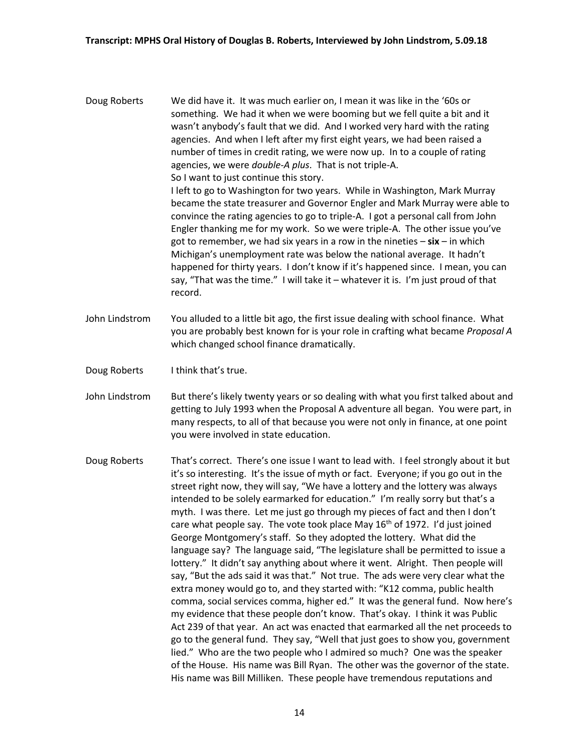Doug Roberts We did have it. It was much earlier on, I mean it was like in the '60s or something. We had it when we were booming but we fell quite a bit and it wasn't anybody's fault that we did. And I worked very hard with the rating agencies. And when I left after my first eight years, we had been raised a number of times in credit rating, we were now up. In to a couple of rating agencies, we were *double-A plus*. That is not triple-A.
So I want to just continue this story.
I left to go to Washington for two years. While in Washington, Mark Murray became the state treasurer and Governor Engler and Mark Murray were able to convince the rating agencies to go to triple-A. I got a personal call from John Engler thanking me for my work. So we were triple-A. The other issue you've got to remember, we had six years in a row in the nineties – **six** – in which Michigan's unemployment rate was below the national average. It hadn't happened for thirty years. I don't know if it's happened since. I mean, you can say, "That was the time." I will take it – whatever it is. I'm just proud of that record.

John Lindstrom You alluded to a little bit ago, the first issue dealing with school finance. What you are probably best known for is your role in crafting what became *Proposal A* which changed school finance dramatically.

Doug Roberts I think that's true.

John Lindstrom But there's likely twenty years or so dealing with what you first talked about and getting to July 1993 when the Proposal A adventure all began. You were part, in many respects, to all of that because you were not only in finance, at one point you were involved in state education.

Doug Roberts That's correct. There's one issue I want to lead with. I feel strongly about it but it's so interesting. It's the issue of myth or fact. Everyone; if you go out in the street right now, they will say, "We have a lottery and the lottery was always intended to be solely earmarked for education." I'm really sorry but that's a myth. I was there. Let me just go through my pieces of fact and then I don't care what people say. The vote took place May 16th of 1972. I'd just joined George Montgomery's staff. So they adopted the lottery. What did the language say? The language said, "The legislature shall be permitted to issue a lottery." It didn't say anything about where it went. Alright. Then people will say, "But the ads said it was that." Not true. The ads were very clear what the extra money would go to, and they started with: "K12 comma, public health comma, social services comma, higher ed." It was the general fund. Now here's my evidence that these people don't know. That's okay. I think it was Public Act 239 of that year. An act was enacted that earmarked all the net proceeds to go to the general fund. They say, "Well that just goes to show you, government lied." Who are the two people who I admired so much? One was the speaker of the House. His name was Bill Ryan. The other was the governor of the state. His name was Bill Milliken. These people have tremendous reputations and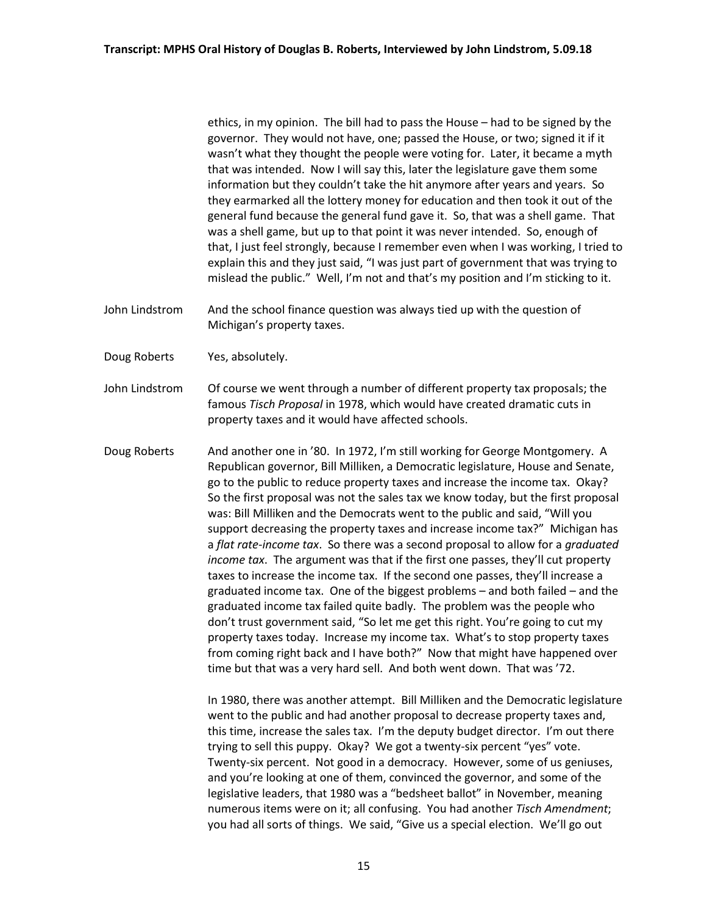ethics, in my opinion. The bill had to pass the House – had to be signed by the governor. They would not have, one; passed the House, or two; signed it if it wasn't what they thought the people were voting for. Later, it became a myth that was intended. Now I will say this, later the legislature gave them some information but they couldn't take the hit anymore after years and years. So they earmarked all the lottery money for education and then took it out of the general fund because the general fund gave it. So, that was a shell game. That was a shell game, but up to that point it was never intended. So, enough of that, I just feel strongly, because I remember even when I was working, I tried to explain this and they just said, "I was just part of government that was trying to mislead the public." Well, I'm not and that's my position and I'm sticking to it.

**John Lindstrom** And the school finance question was always tied up with the question of Michigan's property taxes.

**Doug Roberts** Yes, absolutely.

**John Lindstrom** Of course we went through a number of different property tax proposals; the famous *Tisch Proposal* in 1978, which would have created dramatic cuts in property taxes and it would have affected schools.

**Doug Roberts** And another one in '80. In 1972, I'm still working for George Montgomery. A Republican governor, Bill Milliken, a Democratic legislature, House and Senate, go to the public to reduce property taxes and increase the income tax. Okay? So the first proposal was not the sales tax we know today, but the first proposal was: Bill Milliken and the Democrats went to the public and said, "Will you support decreasing the property taxes and increase income tax?" Michigan has a *flat rate-income tax*. So there was a second proposal to allow for a *graduated income tax*. The argument was that if the first one passes, they'll cut property taxes to increase the income tax. If the second one passes, they'll increase a graduated income tax. One of the biggest problems – and both failed – and the graduated income tax failed quite badly. The problem was the people who don't trust government said, "So let me get this right. You're going to cut my property taxes today. Increase my income tax. What's to stop property taxes from coming right back and I have both?" Now that might have happened over time but that was a very hard sell. And both went down. That was '72.

In 1980, there was another attempt. Bill Milliken and the Democratic legislature went to the public and had another proposal to decrease property taxes and, this time, increase the sales tax. I'm the deputy budget director. I'm out there trying to sell this puppy. Okay? We got a twenty-six percent "yes" vote. Twenty-six percent. Not good in a democracy. However, some of us geniuses, and you're looking at one of them, convinced the governor, and some of the legislative leaders, that 1980 was a "bedsheet ballot" in November, meaning numerous items were on it; all confusing. You had another *Tisch Amendment*; you had all sorts of things. We said, "Give us a special election. We'll go out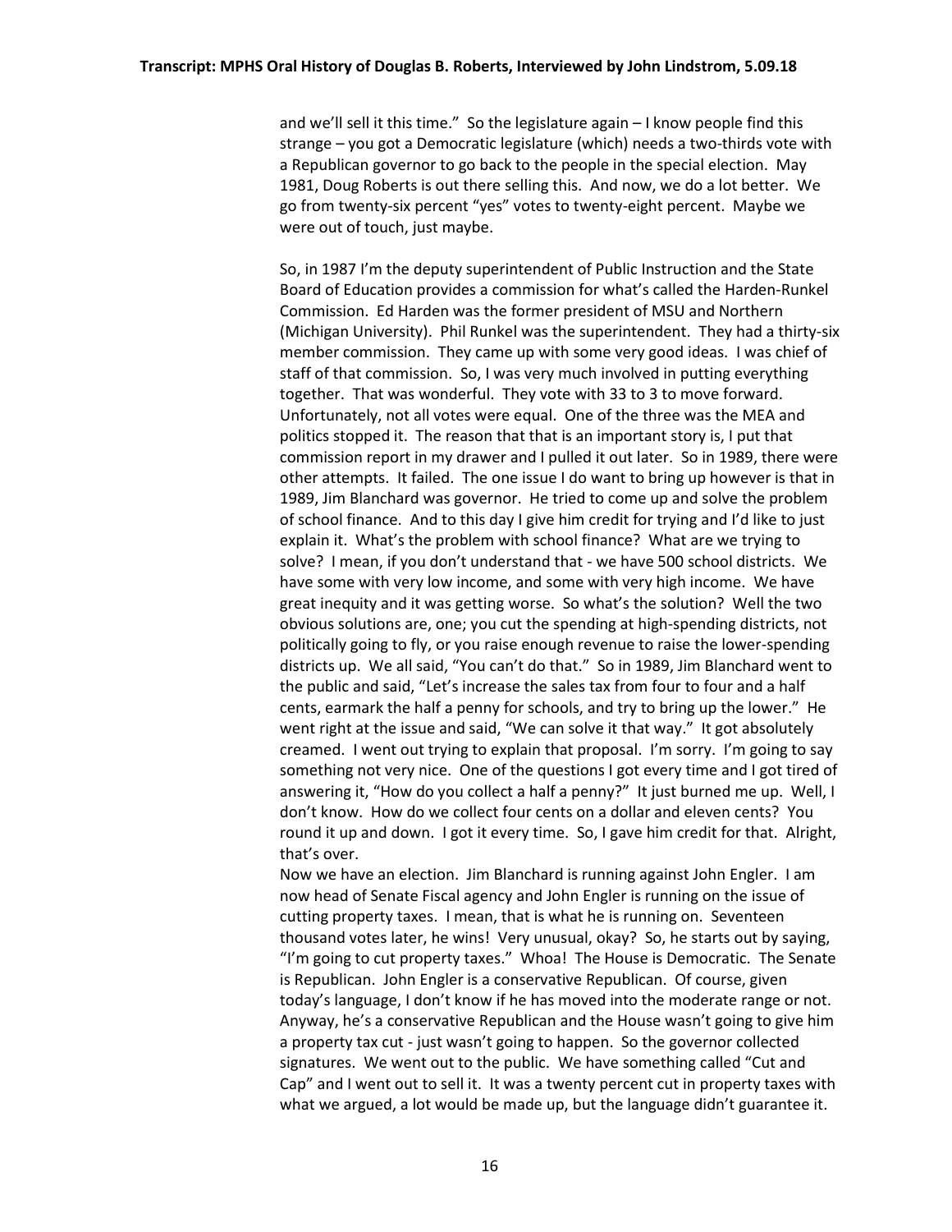and we'll sell it this time." So the legislature again – I know people find this strange – you got a Democratic legislature (which) needs a two-thirds vote with a Republican governor to go back to the people in the special election. May 1981, Doug Roberts is out there selling this. And now, we do a lot better. We go from twenty-six percent "yes" votes to twenty-eight percent. Maybe we were out of touch, just maybe.

So, in 1987 I'm the deputy superintendent of Public Instruction and the State Board of Education provides a commission for what's called the Harden-Runkel Commission. Ed Harden was the former president of MSU and Northern (Michigan University). Phil Runkel was the superintendent. They had a thirty-six member commission. They came up with some very good ideas. I was chief of staff of that commission. So, I was very much involved in putting everything together. That was wonderful. They vote with 33 to 3 to move forward. Unfortunately, not all votes were equal. One of the three was the MEA and politics stopped it. The reason that that is an important story is, I put that commission report in my drawer and I pulled it out later. So in 1989, there were other attempts. It failed. The one issue I do want to bring up however is that in 1989, Jim Blanchard was governor. He tried to come up and solve the problem of school finance. And to this day I give him credit for trying and I'd like to just explain it. What's the problem with school finance? What are we trying to solve? I mean, if you don't understand that - we have 500 school districts. We have some with very low income, and some with very high income. We have great inequity and it was getting worse. So what's the solution? Well the two obvious solutions are, one; you cut the spending at high-spending districts, not politically going to fly, or you raise enough revenue to raise the lower-spending districts up. We all said, "You can't do that." So in 1989, Jim Blanchard went to the public and said, "Let's increase the sales tax from four to four and a half cents, earmark the half a penny for schools, and try to bring up the lower." He went right at the issue and said, "We can solve it that way." It got absolutely creamed. I went out trying to explain that proposal. I'm sorry. I'm going to say something not very nice. One of the questions I got every time and I got tired of answering it, "How do you collect a half a penny?" It just burned me up. Well, I don't know. How do we collect four cents on a dollar and eleven cents? You round it up and down. I got it every time. So, I gave him credit for that. Alright, that's over.

Now we have an election. Jim Blanchard is running against John Engler. I am now head of Senate Fiscal agency and John Engler is running on the issue of cutting property taxes. I mean, that is what he is running on. Seventeen thousand votes later, he wins! Very unusual, okay? So, he starts out by saying, "I'm going to cut property taxes." Whoa! The House is Democratic. The Senate is Republican. John Engler is a conservative Republican. Of course, given today's language, I don't know if he has moved into the moderate range or not. Anyway, he's a conservative Republican and the House wasn't going to give him a property tax cut - just wasn't going to happen. So the governor collected signatures. We went out to the public. We have something called "Cut and Cap" and I went out to sell it. It was a twenty percent cut in property taxes with what we argued, a lot would be made up, but the language didn't guarantee it.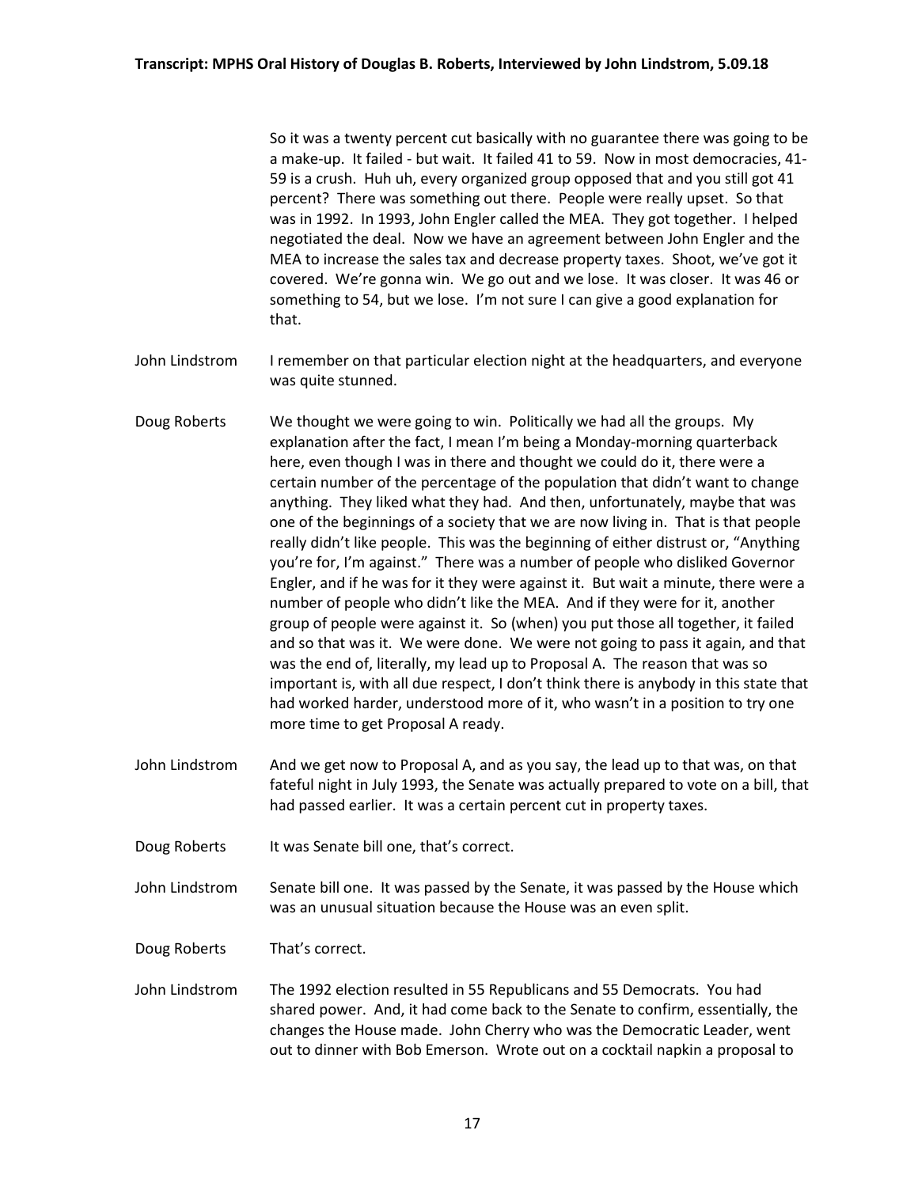So it was a twenty percent cut basically with no guarantee there was going to be a make-up. It failed - but wait. It failed 41 to 59. Now in most democracies, 41-59 is a crush. Huh uh, every organized group opposed that and you still got 41 percent? There was something out there. People were really upset. So that was in 1992. In 1993, John Engler called the MEA. They got together. I helped negotiated the deal. Now we have an agreement between John Engler and the MEA to increase the sales tax and decrease property taxes. Shoot, we've got it covered. We're gonna win. We go out and we lose. It was closer. It was 46 or something to 54, but we lose. I'm not sure I can give a good explanation for that.

**John Lindstrom** I remember on that particular election night at the headquarters, and everyone was quite stunned.

**Doug Roberts** We thought we were going to win. Politically we had all the groups. My explanation after the fact, I mean I'm being a Monday-morning quarterback here, even though I was in there and thought we could do it, there were a certain number of the percentage of the population that didn't want to change anything. They liked what they had. And then, unfortunately, maybe that was one of the beginnings of a society that we are now living in. That is that people really didn't like people. This was the beginning of either distrust or, "Anything you're for, I'm against." There was a number of people who disliked Governor Engler, and if he was for it they were against it. But wait a minute, there were a number of people who didn't like the MEA. And if they were for it, another group of people were against it. So (when) you put those all together, it failed and so that was it. We were done. We were not going to pass it again, and that was the end of, literally, my lead up to Proposal A. The reason that was so important is, with all due respect, I don't think there is anybody in this state that had worked harder, understood more of it, who wasn't in a position to try one more time to get Proposal A ready.

**John Lindstrom** And we get now to Proposal A, and as you say, the lead up to that was, on that fateful night in July 1993, the Senate was actually prepared to vote on a bill, that had passed earlier. It was a certain percent cut in property taxes.

**Doug Roberts** It was Senate bill one, that's correct.

**John Lindstrom** Senate bill one. It was passed by the Senate, it was passed by the House which was an unusual situation because the House was an even split.

**Doug Roberts** That's correct.

**John Lindstrom** The 1992 election resulted in 55 Republicans and 55 Democrats. You had shared power. And, it had come back to the Senate to confirm, essentially, the changes the House made. John Cherry who was the Democratic Leader, went out to dinner with Bob Emerson. Wrote out on a cocktail napkin a proposal to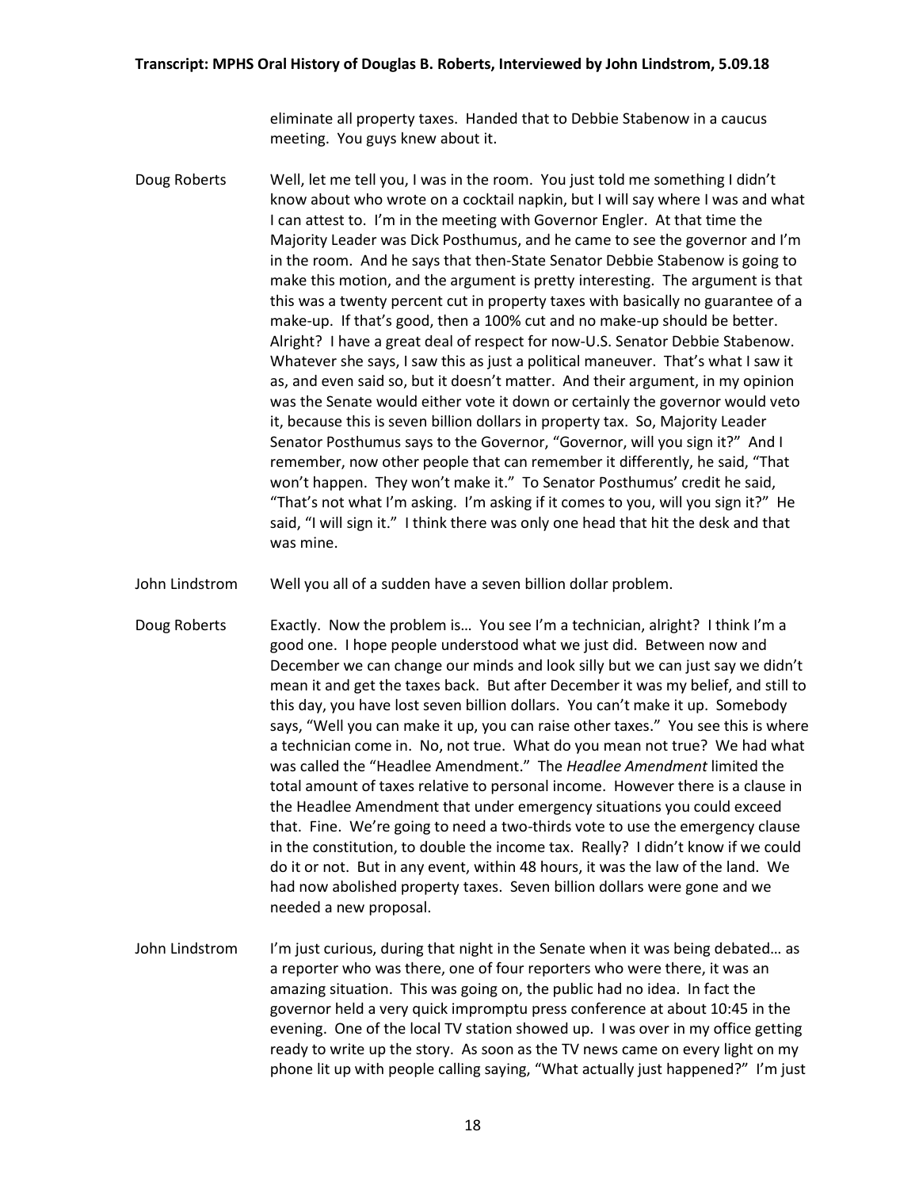eliminate all property taxes. Handed that to Debbie Stabenow in a caucus meeting. You guys knew about it.

Doug Roberts Well, let me tell you, I was in the room. You just told me something I didn't know about who wrote on a cocktail napkin, but I will say where I was and what I can attest to. I'm in the meeting with Governor Engler. At that time the Majority Leader was Dick Posthumus, and he came to see the governor and I'm in the room. And he says that then-State Senator Debbie Stabenow is going to make this motion, and the argument is pretty interesting. The argument is that this was a twenty percent cut in property taxes with basically no guarantee of a make-up. If that's good, then a 100% cut and no make-up should be better. Alright? I have a great deal of respect for now-U.S. Senator Debbie Stabenow. Whatever she says, I saw this as just a political maneuver. That's what I saw it as, and even said so, but it doesn't matter. And their argument, in my opinion was the Senate would either vote it down or certainly the governor would veto it, because this is seven billion dollars in property tax. So, Majority Leader Senator Posthumus says to the Governor, "Governor, will you sign it?" And I remember, now other people that can remember it differently, he said, "That won't happen. They won't make it." To Senator Posthumus' credit he said, "That's not what I'm asking. I'm asking if it comes to you, will you sign it?" He said, "I will sign it." I think there was only one head that hit the desk and that was mine.

John Lindstrom Well you all of a sudden have a seven billion dollar problem.

Doug Roberts Exactly. Now the problem is… You see I'm a technician, alright? I think I'm a good one. I hope people understood what we just did. Between now and December we can change our minds and look silly but we can just say we didn't mean it and get the taxes back. But after December it was my belief, and still to this day, you have lost seven billion dollars. You can't make it up. Somebody says, "Well you can make it up, you can raise other taxes." You see this is where a technician come in. No, not true. What do you mean not true? We had what was called the "Headlee Amendment." The *Headlee Amendment* limited the total amount of taxes relative to personal income. However there is a clause in the Headlee Amendment that under emergency situations you could exceed that. Fine. We're going to need a two-thirds vote to use the emergency clause in the constitution, to double the income tax. Really? I didn't know if we could do it or not. But in any event, within 48 hours, it was the law of the land. We had now abolished property taxes. Seven billion dollars were gone and we needed a new proposal.

John Lindstrom I'm just curious, during that night in the Senate when it was being debated… as a reporter who was there, one of four reporters who were there, it was an amazing situation. This was going on, the public had no idea. In fact the governor held a very quick impromptu press conference at about 10:45 in the evening. One of the local TV station showed up. I was over in my office getting ready to write up the story. As soon as the TV news came on every light on my phone lit up with people calling saying, "What actually just happened?" I'm just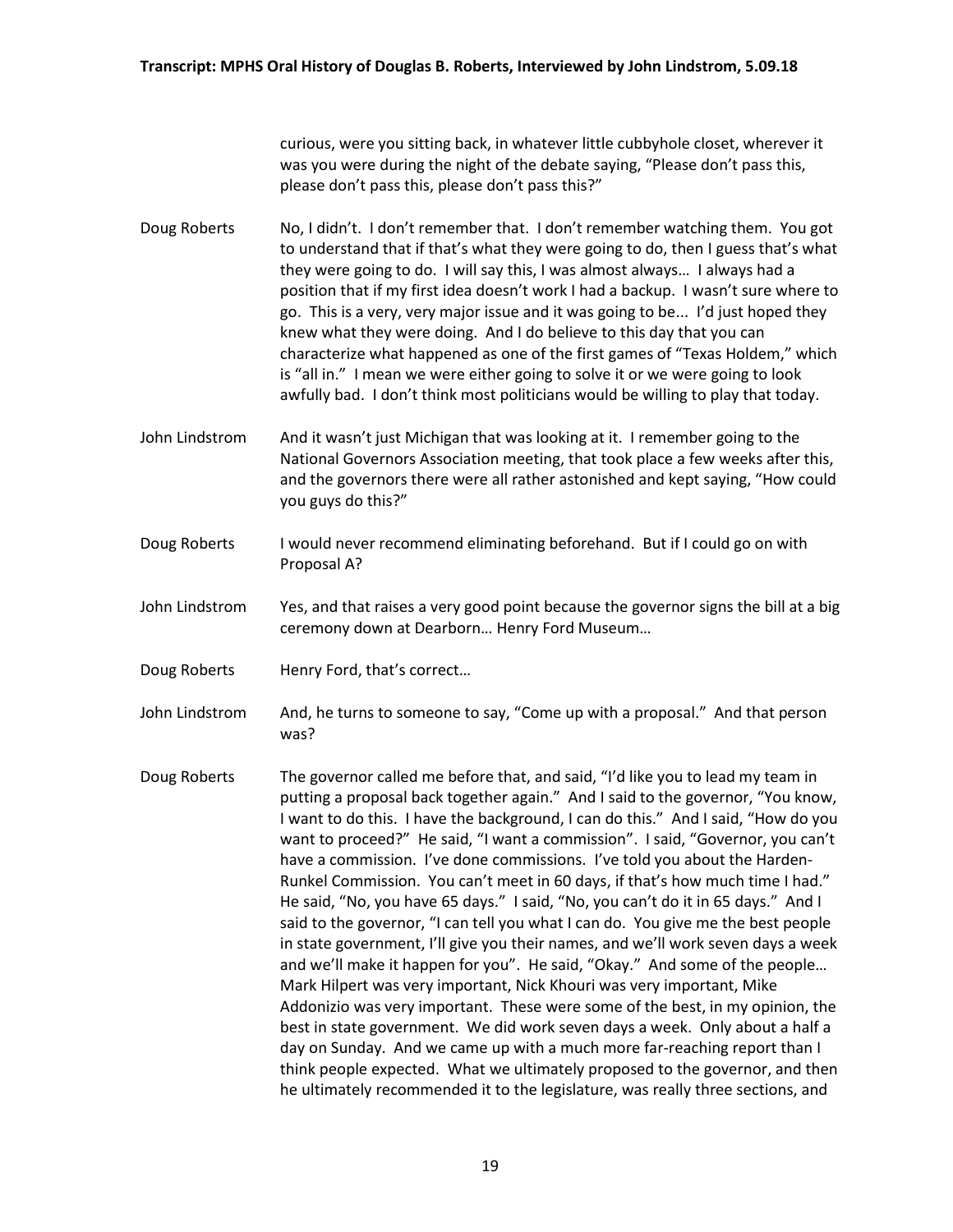curious, were you sitting back, in whatever little cubbyhole closet, wherever it was you were during the night of the debate saying, "Please don't pass this, please don't pass this, please don't pass this?"

Doug Roberts No, I didn't. I don't remember that. I don't remember watching them. You got to understand that if that's what they were going to do, then I guess that's what they were going to do. I will say this, I was almost always… I always had a position that if my first idea doesn't work I had a backup. I wasn't sure where to go. This is a very, very major issue and it was going to be... I'd just hoped they knew what they were doing. And I do believe to this day that you can characterize what happened as one of the first games of "Texas Holdem," which is "all in." I mean we were either going to solve it or we were going to look awfully bad. I don't think most politicians would be willing to play that today.

John Lindstrom And it wasn't just Michigan that was looking at it. I remember going to the National Governors Association meeting, that took place a few weeks after this, and the governors there were all rather astonished and kept saying, "How could you guys do this?"

Doug Roberts I would never recommend eliminating beforehand. But if I could go on with Proposal A?

John Lindstrom Yes, and that raises a very good point because the governor signs the bill at a big ceremony down at Dearborn… Henry Ford Museum…

Doug Roberts Henry Ford, that's correct…

John Lindstrom And, he turns to someone to say, "Come up with a proposal." And that person was?

Doug Roberts The governor called me before that, and said, "I'd like you to lead my team in putting a proposal back together again." And I said to the governor, "You know, I want to do this. I have the background, I can do this." And I said, "How do you want to proceed?" He said, "I want a commission". I said, "Governor, you can't have a commission. I've done commissions. I've told you about the Harden-Runkel Commission. You can't meet in 60 days, if that's how much time I had." He said, "No, you have 65 days." I said, "No, you can't do it in 65 days." And I said to the governor, "I can tell you what I can do. You give me the best people in state government, I'll give you their names, and we'll work seven days a week and we'll make it happen for you". He said, "Okay." And some of the people… Mark Hilpert was very important, Nick Khouri was very important, Mike Addonizio was very important. These were some of the best, in my opinion, the best in state government. We did work seven days a week. Only about a half a day on Sunday. And we came up with a much more far-reaching report than I think people expected. What we ultimately proposed to the governor, and then he ultimately recommended it to the legislature, was really three sections, and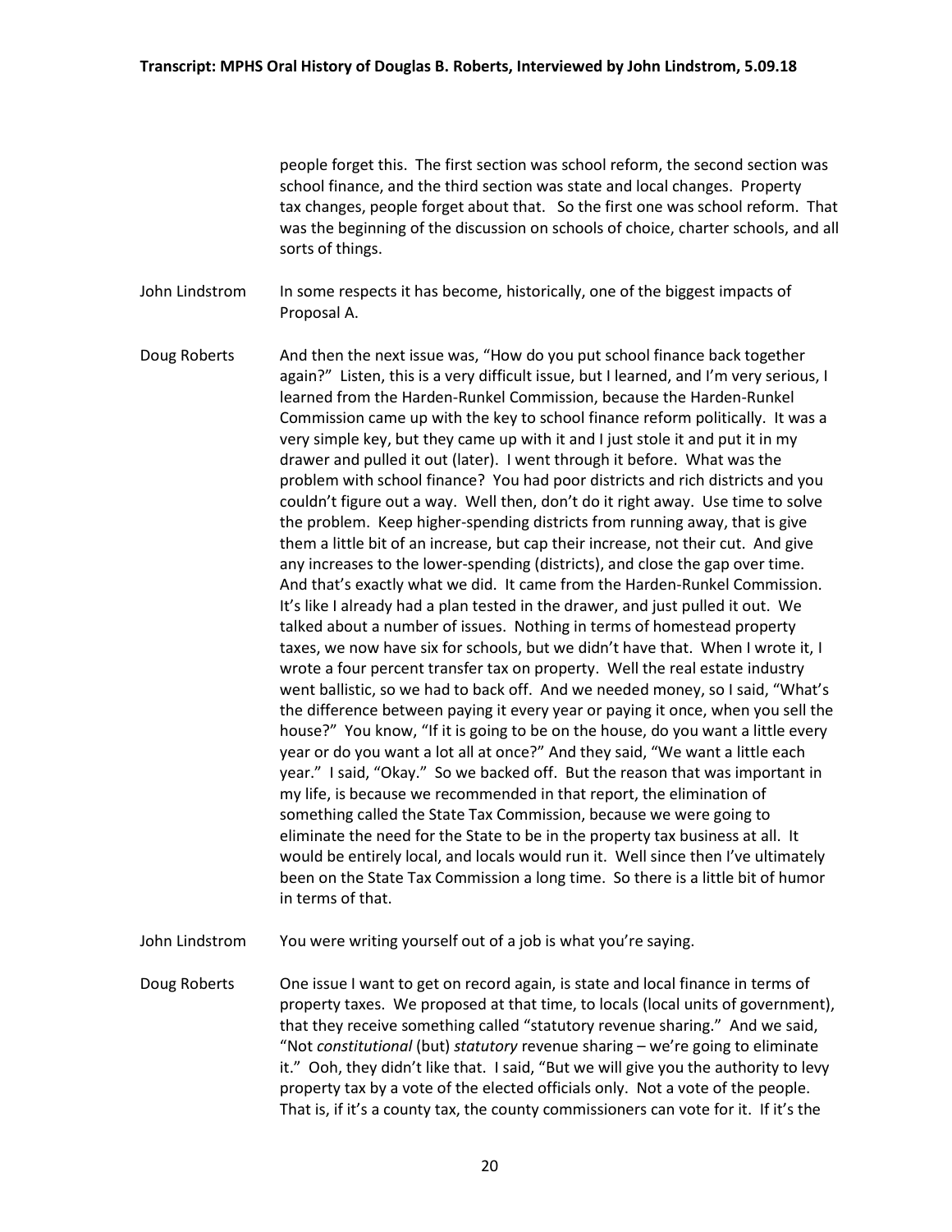people forget this. The first section was school reform, the second section was school finance, and the third section was state and local changes. Property tax changes, people forget about that. So the first one was school reform. That was the beginning of the discussion on schools of choice, charter schools, and all sorts of things.

John Lindstrom In some respects it has become, historically, one of the biggest impacts of Proposal A.

Doug Roberts And then the next issue was, "How do you put school finance back together again?" Listen, this is a very difficult issue, but I learned, and I'm very serious, I learned from the Harden-Runkel Commission, because the Harden-Runkel Commission came up with the key to school finance reform politically. It was a very simple key, but they came up with it and I just stole it and put it in my drawer and pulled it out (later). I went through it before. What was the problem with school finance? You had poor districts and rich districts and you couldn't figure out a way. Well then, don't do it right away. Use time to solve the problem. Keep higher-spending districts from running away, that is give them a little bit of an increase, but cap their increase, not their cut. And give any increases to the lower-spending (districts), and close the gap over time. And that's exactly what we did. It came from the Harden-Runkel Commission. It's like I already had a plan tested in the drawer, and just pulled it out. We talked about a number of issues. Nothing in terms of homestead property taxes, we now have six for schools, but we didn't have that. When I wrote it, I wrote a four percent transfer tax on property. Well the real estate industry went ballistic, so we had to back off. And we needed money, so I said, "What's the difference between paying it every year or paying it once, when you sell the house?" You know, "If it is going to be on the house, do you want a little every year or do you want a lot all at once?" And they said, "We want a little each year." I said, "Okay." So we backed off. But the reason that was important in my life, is because we recommended in that report, the elimination of something called the State Tax Commission, because we were going to eliminate the need for the State to be in the property tax business at all. It would be entirely local, and locals would run it. Well since then I've ultimately been on the State Tax Commission a long time. So there is a little bit of humor in terms of that.

John Lindstrom You were writing yourself out of a job is what you're saying.

Doug Roberts One issue I want to get on record again, is state and local finance in terms of property taxes. We proposed at that time, to locals (local units of government), that they receive something called "statutory revenue sharing." And we said, "Not *constitutional* (but) *statutory* revenue sharing – we're going to eliminate it." Ooh, they didn't like that. I said, "But we will give you the authority to levy property tax by a vote of the elected officials only. Not a vote of the people. That is, if it's a county tax, the county commissioners can vote for it. If it's the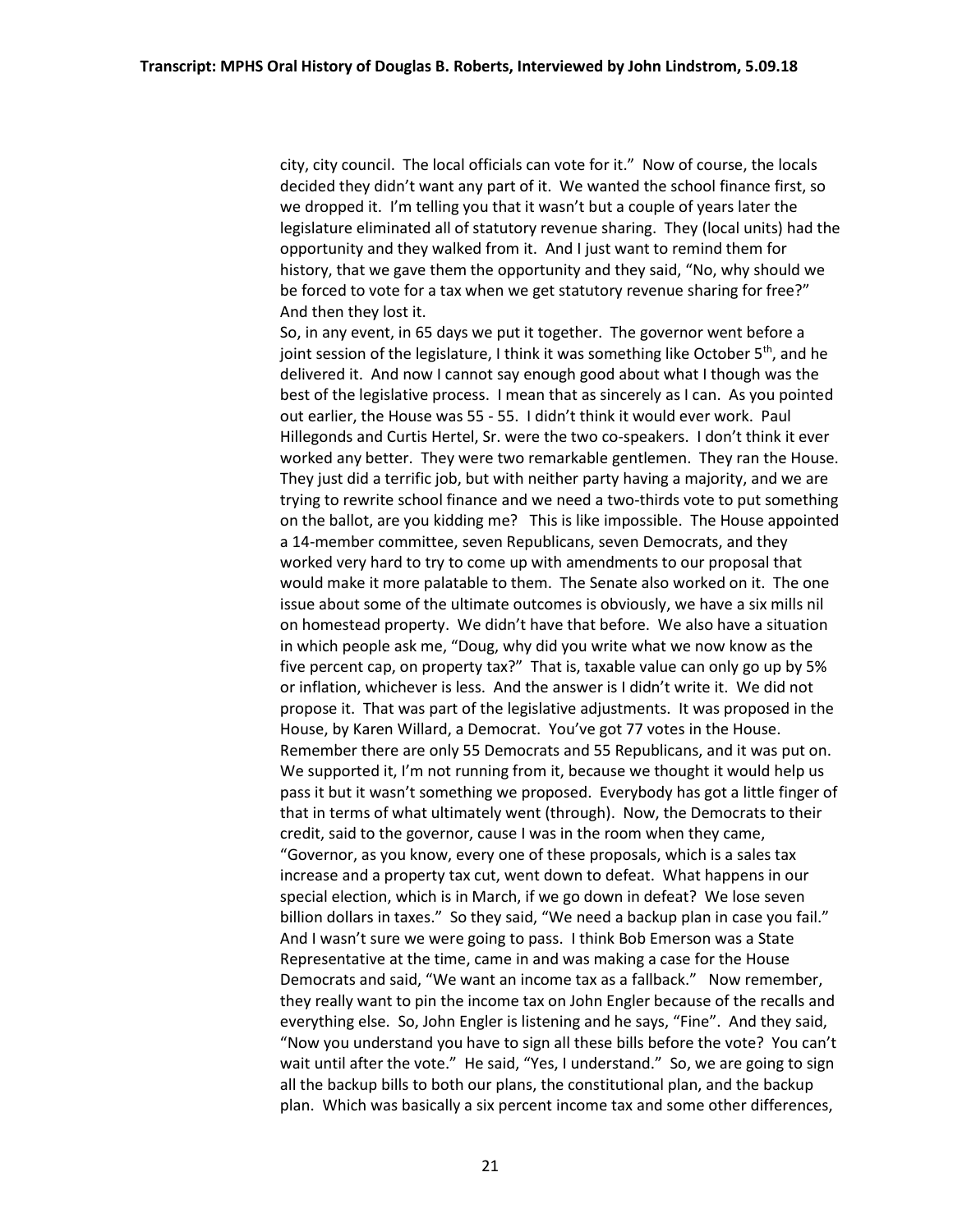city, city council. The local officials can vote for it." Now of course, the locals decided they didn't want any part of it. We wanted the school finance first, so we dropped it. I'm telling you that it wasn't but a couple of years later the legislature eliminated all of statutory revenue sharing. They (local units) had the opportunity and they walked from it. And I just want to remind them for history, that we gave them the opportunity and they said, "No, why should we be forced to vote for a tax when we get statutory revenue sharing for free?" And then they lost it.

So, in any event, in 65 days we put it together. The governor went before a joint session of the legislature, I think it was something like October 5th, and he delivered it. And now I cannot say enough good about what I though was the best of the legislative process. I mean that as sincerely as I can. As you pointed out earlier, the House was 55 - 55. I didn't think it would ever work. Paul Hillegonds and Curtis Hertel, Sr. were the two co-speakers. I don't think it ever worked any better. They were two remarkable gentlemen. They ran the House. They just did a terrific job, but with neither party having a majority, and we are trying to rewrite school finance and we need a two-thirds vote to put something on the ballot, are you kidding me? This is like impossible. The House appointed a 14-member committee, seven Republicans, seven Democrats, and they worked very hard to try to come up with amendments to our proposal that would make it more palatable to them. The Senate also worked on it. The one issue about some of the ultimate outcomes is obviously, we have a six mills nil on homestead property. We didn't have that before. We also have a situation in which people ask me, "Doug, why did you write what we now know as the five percent cap, on property tax?" That is, taxable value can only go up by 5% or inflation, whichever is less. And the answer is I didn't write it. We did not propose it. That was part of the legislative adjustments. It was proposed in the House, by Karen Willard, a Democrat. You've got 77 votes in the House. Remember there are only 55 Democrats and 55 Republicans, and it was put on. We supported it, I'm not running from it, because we thought it would help us pass it but it wasn't something we proposed. Everybody has got a little finger of that in terms of what ultimately went (through). Now, the Democrats to their credit, said to the governor, cause I was in the room when they came, "Governor, as you know, every one of these proposals, which is a sales tax increase and a property tax cut, went down to defeat. What happens in our special election, which is in March, if we go down in defeat? We lose seven billion dollars in taxes." So they said, "We need a backup plan in case you fail." And I wasn't sure we were going to pass. I think Bob Emerson was a State Representative at the time, came in and was making a case for the House Democrats and said, "We want an income tax as a fallback." Now remember, they really want to pin the income tax on John Engler because of the recalls and everything else. So, John Engler is listening and he says, "Fine". And they said, "Now you understand you have to sign all these bills before the vote? You can't wait until after the vote." He said, "Yes, I understand." So, we are going to sign all the backup bills to both our plans, the constitutional plan, and the backup plan. Which was basically a six percent income tax and some other differences,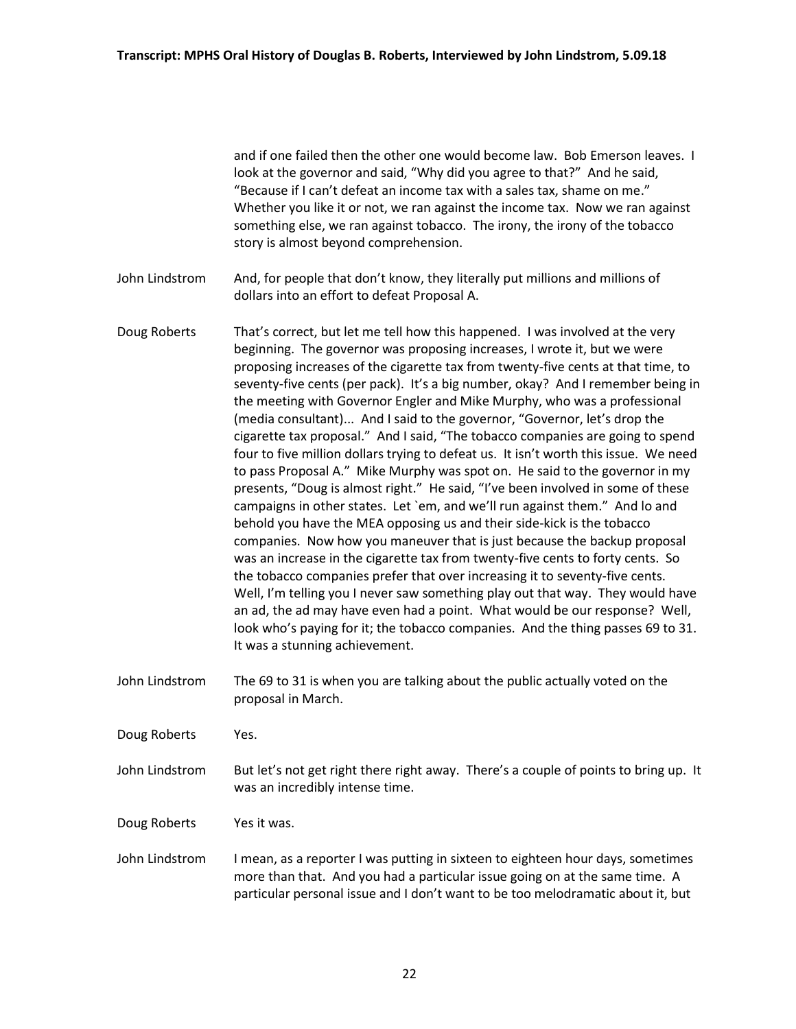and if one failed then the other one would become law. Bob Emerson leaves. I look at the governor and said, "Why did you agree to that?" And he said, "Because if I can't defeat an income tax with a sales tax, shame on me." Whether you like it or not, we ran against the income tax. Now we ran against something else, we ran against tobacco. The irony, the irony of the tobacco story is almost beyond comprehension.

John Lindstrom: And, for people that don't know, they literally put millions and millions of dollars into an effort to defeat Proposal A.

Doug Roberts: That's correct, but let me tell how this happened. I was involved at the very beginning. The governor was proposing increases, I wrote it, but we were proposing increases of the cigarette tax from twenty-five cents at that time, to seventy-five cents (per pack). It's a big number, okay? And I remember being in the meeting with Governor Engler and Mike Murphy, who was a professional (media consultant)... And I said to the governor, "Governor, let's drop the cigarette tax proposal." And I said, "The tobacco companies are going to spend four to five million dollars trying to defeat us. It isn't worth this issue. We need to pass Proposal A." Mike Murphy was spot on. He said to the governor in my presents, "Doug is almost right." He said, "I've been involved in some of these campaigns in other states. Let `em, and we'll run against them." And lo and behold you have the MEA opposing us and their side-kick is the tobacco companies. Now how you maneuver that is just because the backup proposal was an increase in the cigarette tax from twenty-five cents to forty cents. So the tobacco companies prefer that over increasing it to seventy-five cents. Well, I'm telling you I never saw something play out that way. They would have an ad, the ad may have even had a point. What would be our response? Well, look who's paying for it; the tobacco companies. And the thing passes 69 to 31. It was a stunning achievement.

John Lindstrom: The 69 to 31 is when you are talking about the public actually voted on the proposal in March.

Doug Roberts: Yes.

John Lindstrom: But let's not get right there right away. There's a couple of points to bring up. It was an incredibly intense time.

Doug Roberts: Yes it was.

John Lindstrom: I mean, as a reporter I was putting in sixteen to eighteen hour days, sometimes more than that. And you had a particular issue going on at the same time. A particular personal issue and I don't want to be too melodramatic about it, but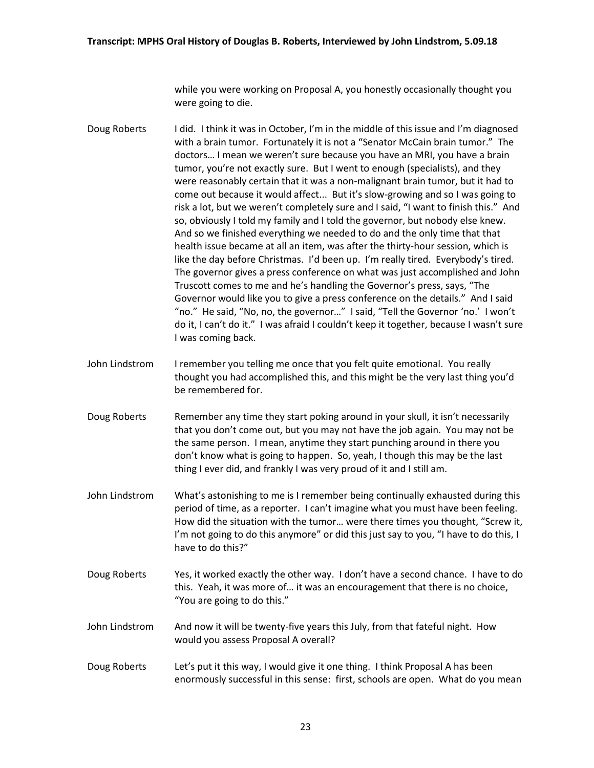while you were working on Proposal A, you honestly occasionally thought you were going to die.

**Doug Roberts** I did. I think it was in October, I'm in the middle of this issue and I'm diagnosed with a brain tumor. Fortunately it is not a "Senator McCain brain tumor." The doctors… I mean we weren't sure because you have an MRI, you have a brain tumor, you're not exactly sure. But I went to enough (specialists), and they were reasonably certain that it was a non-malignant brain tumor, but it had to come out because it would affect... But it's slow-growing and so I was going to risk a lot, but we weren't completely sure and I said, "I want to finish this." And so, obviously I told my family and I told the governor, but nobody else knew. And so we finished everything we needed to do and the only time that that health issue became at all an item, was after the thirty-hour session, which is like the day before Christmas. I'd been up. I'm really tired. Everybody's tired. The governor gives a press conference on what was just accomplished and John Truscott comes to me and he's handling the Governor's press, says, "The Governor would like you to give a press conference on the details." And I said "no." He said, "No, no, the governor…" I said, "Tell the Governor 'no.' I won't do it, I can't do it." I was afraid I couldn't keep it together, because I wasn't sure I was coming back.

**John Lindstrom** I remember you telling me once that you felt quite emotional. You really thought you had accomplished this, and this might be the very last thing you'd be remembered for.

**Doug Roberts** Remember any time they start poking around in your skull, it isn't necessarily that you don't come out, but you may not have the job again. You may not be the same person. I mean, anytime they start punching around in there you don't know what is going to happen. So, yeah, I though this may be the last thing I ever did, and frankly I was very proud of it and I still am.

**John Lindstrom** What's astonishing to me is I remember being continually exhausted during this period of time, as a reporter. I can't imagine what you must have been feeling. How did the situation with the tumor… were there times you thought, "Screw it, I'm not going to do this anymore" or did this just say to you, "I have to do this, I have to do this?"

**Doug Roberts** Yes, it worked exactly the other way. I don't have a second chance. I have to do this. Yeah, it was more of… it was an encouragement that there is no choice, "You are going to do this."

**John Lindstrom** And now it will be twenty-five years this July, from that fateful night. How would you assess Proposal A overall?

**Doug Roberts** Let's put it this way, I would give it one thing. I think Proposal A has been enormously successful in this sense: first, schools are open. What do you mean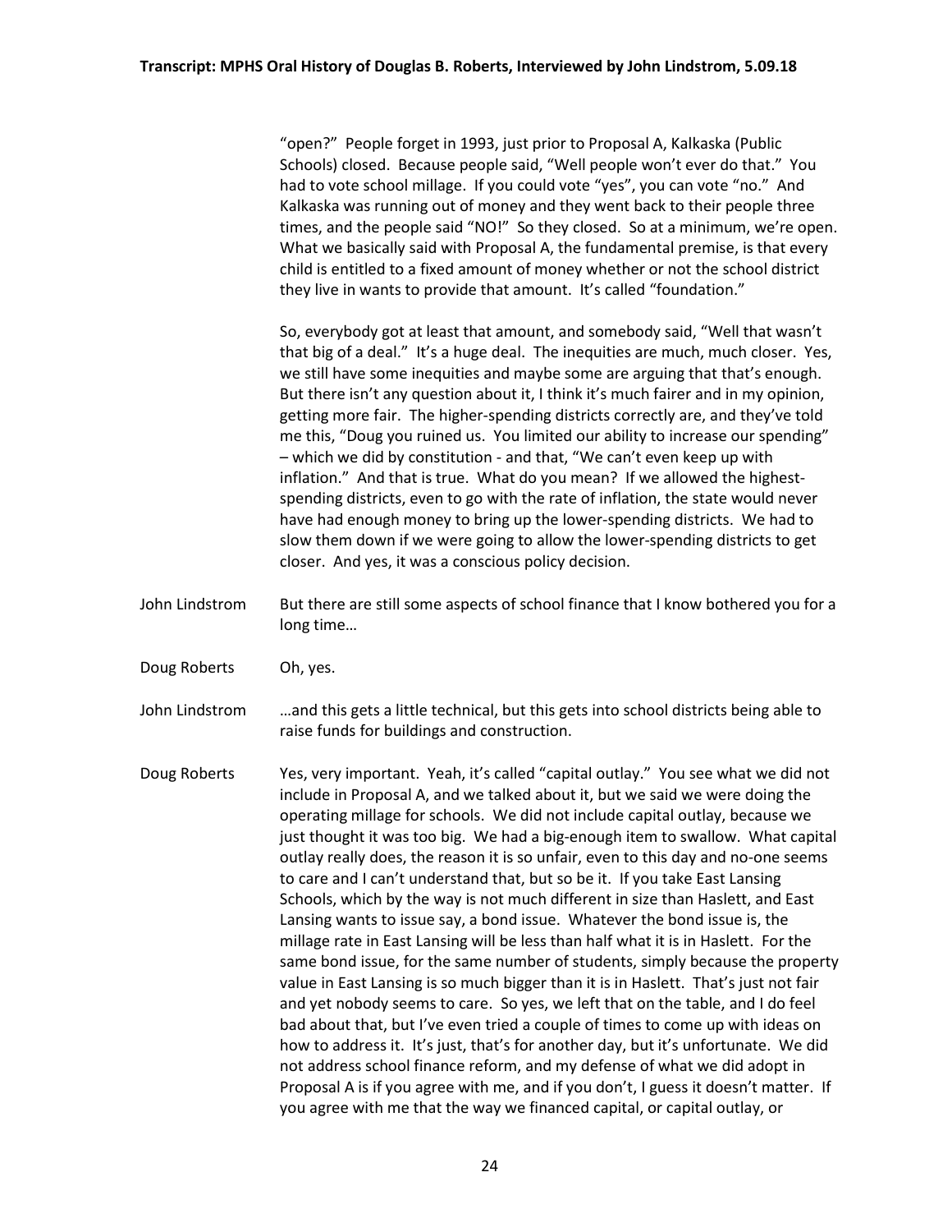"open?" People forget in 1993, just prior to Proposal A, Kalkaska (Public Schools) closed. Because people said, "Well people won't ever do that." You had to vote school millage. If you could vote "yes", you can vote "no." And Kalkaska was running out of money and they went back to their people three times, and the people said "NO!" So they closed. So at a minimum, we're open. What we basically said with Proposal A, the fundamental premise, is that every child is entitled to a fixed amount of money whether or not the school district they live in wants to provide that amount. It's called "foundation."

So, everybody got at least that amount, and somebody said, "Well that wasn't that big of a deal." It's a huge deal. The inequities are much, much closer. Yes, we still have some inequities and maybe some are arguing that that's enough. But there isn't any question about it, I think it's much fairer and in my opinion, getting more fair. The higher-spending districts correctly are, and they've told me this, "Doug you ruined us. You limited our ability to increase our spending" – which we did by constitution - and that, "We can't even keep up with inflation." And that is true. What do you mean? If we allowed the highest-spending districts, even to go with the rate of inflation, the state would never have had enough money to bring up the lower-spending districts. We had to slow them down if we were going to allow the lower-spending districts to get closer. And yes, it was a conscious policy decision.

**John Lindstrom:** But there are still some aspects of school finance that I know bothered you for a long time…

**Doug Roberts:** Oh, yes.

**John Lindstrom:** …and this gets a little technical, but this gets into school districts being able to raise funds for buildings and construction.

**Doug Roberts:** Yes, very important. Yeah, it's called "capital outlay." You see what we did not include in Proposal A, and we talked about it, but we said we were doing the operating millage for schools. We did not include capital outlay, because we just thought it was too big. We had a big-enough item to swallow. What capital outlay really does, the reason it is so unfair, even to this day and no-one seems to care and I can't understand that, but so be it. If you take East Lansing Schools, which by the way is not much different in size than Haslett, and East Lansing wants to issue say, a bond issue. Whatever the bond issue is, the millage rate in East Lansing will be less than half what it is in Haslett. For the same bond issue, for the same number of students, simply because the property value in East Lansing is so much bigger than it is in Haslett. That's just not fair and yet nobody seems to care. So yes, we left that on the table, and I do feel bad about that, but I've even tried a couple of times to come up with ideas on how to address it. It's just, that's for another day, but it's unfortunate. We did not address school finance reform, and my defense of what we did adopt in Proposal A is if you agree with me, and if you don't, I guess it doesn't matter. If you agree with me that the way we financed capital, or capital outlay, or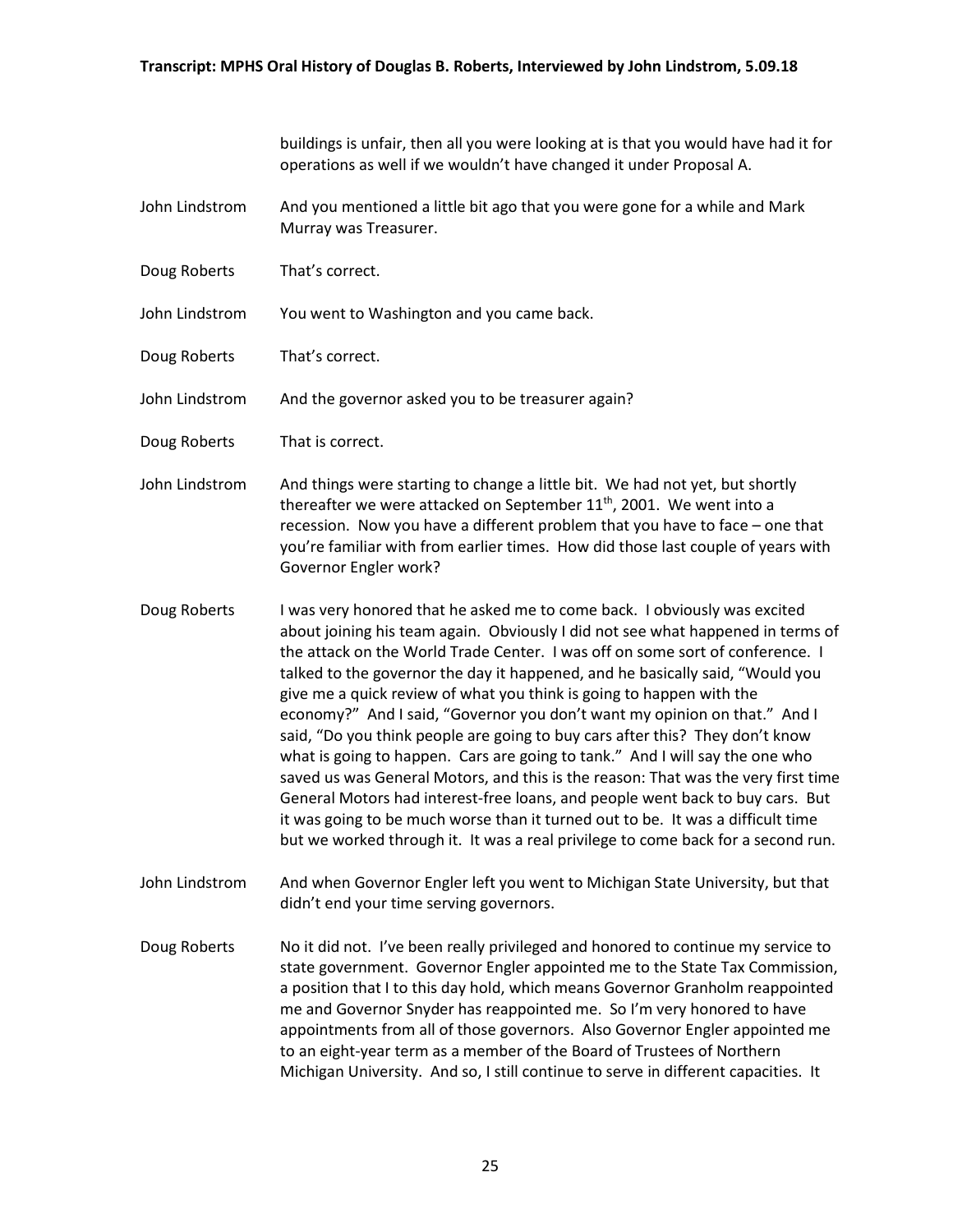buildings is unfair, then all you were looking at is that you would have had it for operations as well if we wouldn't have changed it under Proposal A.

**John Lindstrom** And you mentioned a little bit ago that you were gone for a while and Mark Murray was Treasurer.

**Doug Roberts** That's correct.

**John Lindstrom** You went to Washington and you came back.

**Doug Roberts** That's correct.

**John Lindstrom** And the governor asked you to be treasurer again?

**Doug Roberts** That is correct.

**John Lindstrom** And things were starting to change a little bit. We had not yet, but shortly thereafter we were attacked on September 11th, 2001. We went into a recession. Now you have a different problem that you have to face – one that you're familiar with from earlier times. How did those last couple of years with Governor Engler work?

**Doug Roberts** I was very honored that he asked me to come back. I obviously was excited about joining his team again. Obviously I did not see what happened in terms of the attack on the World Trade Center. I was off on some sort of conference. I talked to the governor the day it happened, and he basically said, "Would you give me a quick review of what you think is going to happen with the economy?" And I said, "Governor you don't want my opinion on that." And I said, "Do you think people are going to buy cars after this? They don't know what is going to happen. Cars are going to tank." And I will say the one who saved us was General Motors, and this is the reason: That was the very first time General Motors had interest-free loans, and people went back to buy cars. But it was going to be much worse than it turned out to be. It was a difficult time but we worked through it. It was a real privilege to come back for a second run.

**John Lindstrom** And when Governor Engler left you went to Michigan State University, but that didn't end your time serving governors.

**Doug Roberts** No it did not. I've been really privileged and honored to continue my service to state government. Governor Engler appointed me to the State Tax Commission, a position that I to this day hold, which means Governor Granholm reappointed me and Governor Snyder has reappointed me. So I'm very honored to have appointments from all of those governors. Also Governor Engler appointed me to an eight-year term as a member of the Board of Trustees of Northern Michigan University. And so, I still continue to serve in different capacities. It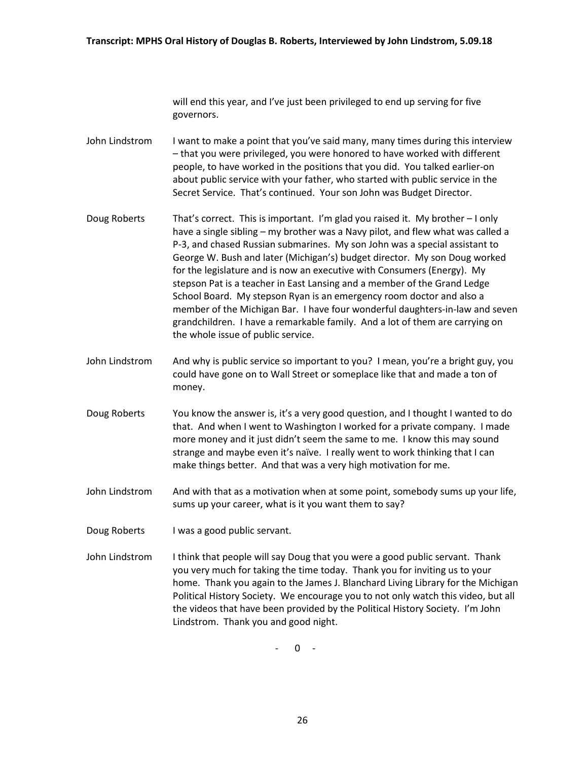will end this year, and I've just been privileged to end up serving for five governors.

John Lindstrom I want to make a point that you've said many, many times during this interview – that you were privileged, you were honored to have worked with different people, to have worked in the positions that you did. You talked earlier-on about public service with your father, who started with public service in the Secret Service. That's continued. Your son John was Budget Director.

Doug Roberts That's correct. This is important. I'm glad you raised it. My brother – I only have a single sibling – my brother was a Navy pilot, and flew what was called a P-3, and chased Russian submarines. My son John was a special assistant to George W. Bush and later (Michigan's) budget director. My son Doug worked for the legislature and is now an executive with Consumers (Energy). My stepson Pat is a teacher in East Lansing and a member of the Grand Ledge School Board. My stepson Ryan is an emergency room doctor and also a member of the Michigan Bar. I have four wonderful daughters-in-law and seven grandchildren. I have a remarkable family. And a lot of them are carrying on the whole issue of public service.

John Lindstrom And why is public service so important to you? I mean, you're a bright guy, you could have gone on to Wall Street or someplace like that and made a ton of money.

Doug Roberts You know the answer is, it's a very good question, and I thought I wanted to do that. And when I went to Washington I worked for a private company. I made more money and it just didn't seem the same to me. I know this may sound strange and maybe even it's naïve. I really went to work thinking that I can make things better. And that was a very high motivation for me.

John Lindstrom And with that as a motivation when at some point, somebody sums up your life, sums up your career, what is it you want them to say?

Doug Roberts I was a good public servant.

John Lindstrom I think that people will say Doug that you were a good public servant. Thank you very much for taking the time today. Thank you for inviting us to your home. Thank you again to the James J. Blanchard Living Library for the Michigan Political History Society. We encourage you to not only watch this video, but all the videos that have been provided by the Political History Society. I'm John Lindstrom. Thank you and good night.

\- 0 -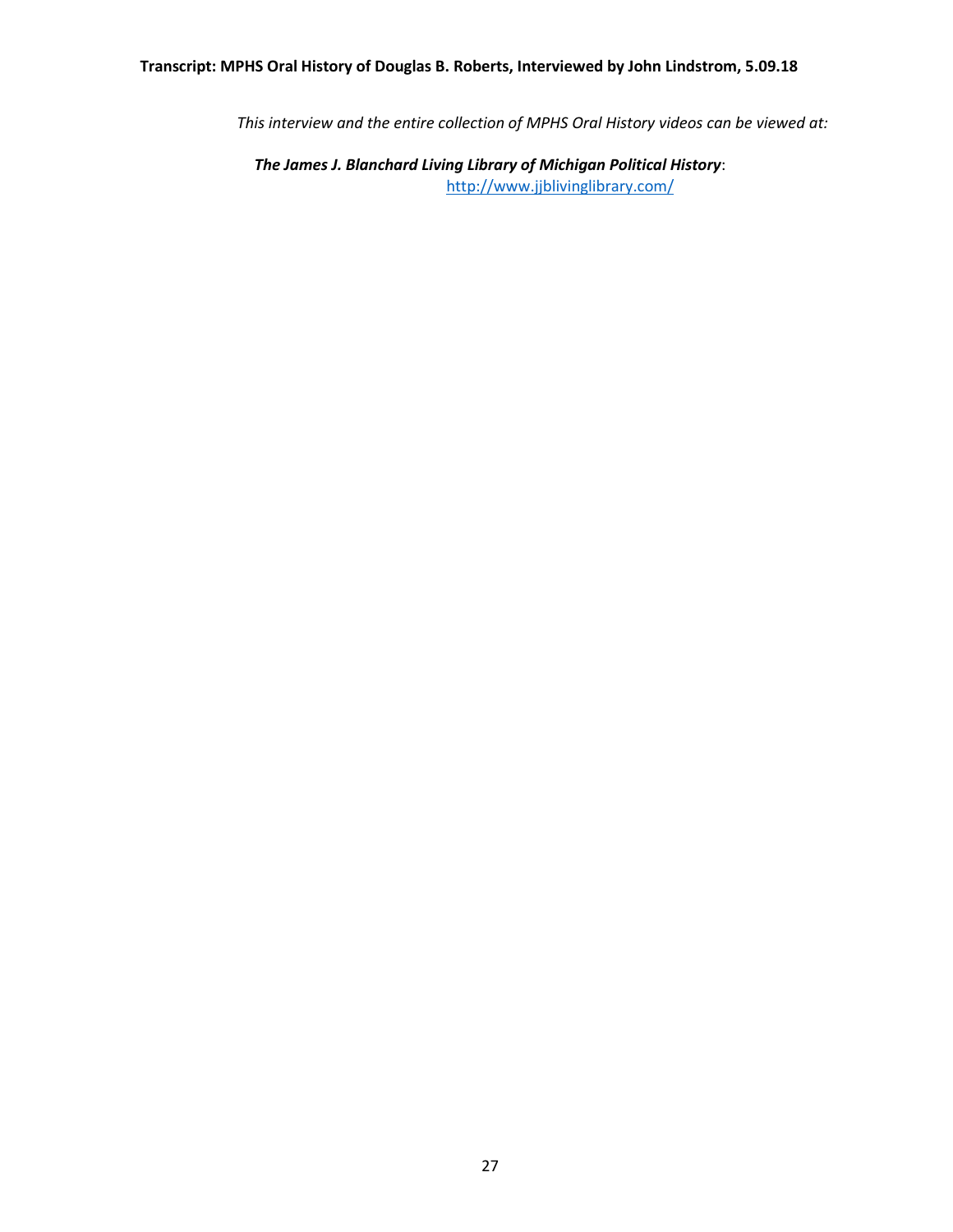*This interview and the entire collection of MPHS Oral History videos can be viewed at:*

***The James J. Blanchard Living Library of Michigan Political History***:
http://www.jjblivinglibrary.com/